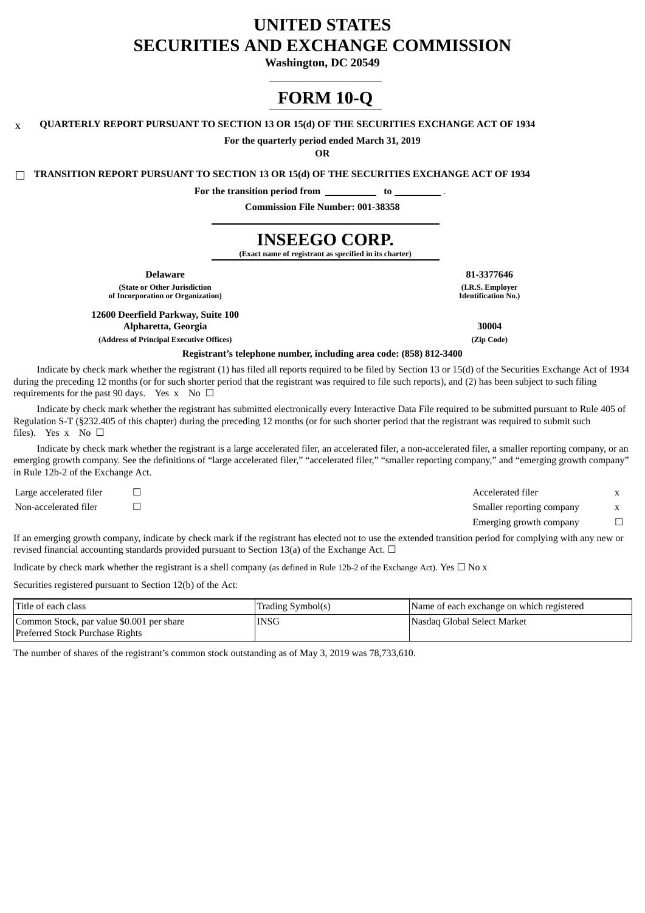# UNITED STATES
# SECURITIES AND EXCHANGE COMMISSION

**Washington, DC 20549**

# FORM 10-Q

x **QUARTERLY REPORT PURSUANT TO SECTION 13 OR 15(d) OF THE SECURITIES EXCHANGE ACT OF 1934**

**For the quarterly period ended March 31, 2019**

**OR**

☐ **TRANSITION REPORT PURSUANT TO SECTION 13 OR 15(d) OF THE SECURITIES EXCHANGE ACT OF 1934**

**For the transition period from \_\_\_\_\_\_\_\_\_\_ to \_\_\_\_\_\_\_\_\_ .**

**Commission File Number: 001-38358**

# INSEEGO CORP.

**(Exact name of registrant as specified in its charter)**

| | |
|---|---|
| **Delaware** | **81-3377646** |
| **(State or Other Jurisdiction of Incorporation or Organization)** | **(I.R.S. Employer Identification No.)** |
| **12600 Deerfield Parkway, Suite 100 Alpharetta, Georgia** | **30004** |
| **(Address of Principal Executive Offices)** | **(Zip Code)** |

**Registrant's telephone number, including area code: (858) 812-3400**

Indicate by check mark whether the registrant (1) has filed all reports required to be filed by Section 13 or 15(d) of the Securities Exchange Act of 1934 during the preceding 12 months (or for such shorter period that the registrant was required to file such reports), and (2) has been subject to such filing requirements for the past 90 days. Yes x No ☐

Indicate by check mark whether the registrant has submitted electronically every Interactive Data File required to be submitted pursuant to Rule 405 of Regulation S-T (§232.405 of this chapter) during the preceding 12 months (or for such shorter period that the registrant was required to submit such files). Yes x No ☐

Indicate by check mark whether the registrant is a large accelerated filer, an accelerated filer, a non-accelerated filer, a smaller reporting company, or an emerging growth company. See the definitions of "large accelerated filer," "accelerated filer," "smaller reporting company," and "emerging growth company" in Rule 12b-2 of the Exchange Act.

| | | | |
|---|---|---|---|
| Large accelerated filer | ☐ | Accelerated filer | x |
| Non-accelerated filer | ☐ | Smaller reporting company | x |
| | | Emerging growth company | ☐ |

If an emerging growth company, indicate by check mark if the registrant has elected not to use the extended transition period for complying with any new or revised financial accounting standards provided pursuant to Section 13(a) of the Exchange Act. ☐

Indicate by check mark whether the registrant is a shell company (as defined in Rule 12b-2 of the Exchange Act). Yes ☐ No x

Securities registered pursuant to Section 12(b) of the Act:

| Title of each class | Trading Symbol(s) | Name of each exchange on which registered |
|---|---|---|
| Common Stock, par value $0.001 per share<br>Preferred Stock Purchase Rights | INSG | Nasdaq Global Select Market |

The number of shares of the registrant's common stock outstanding as of May 3, 2019 was 78,733,610.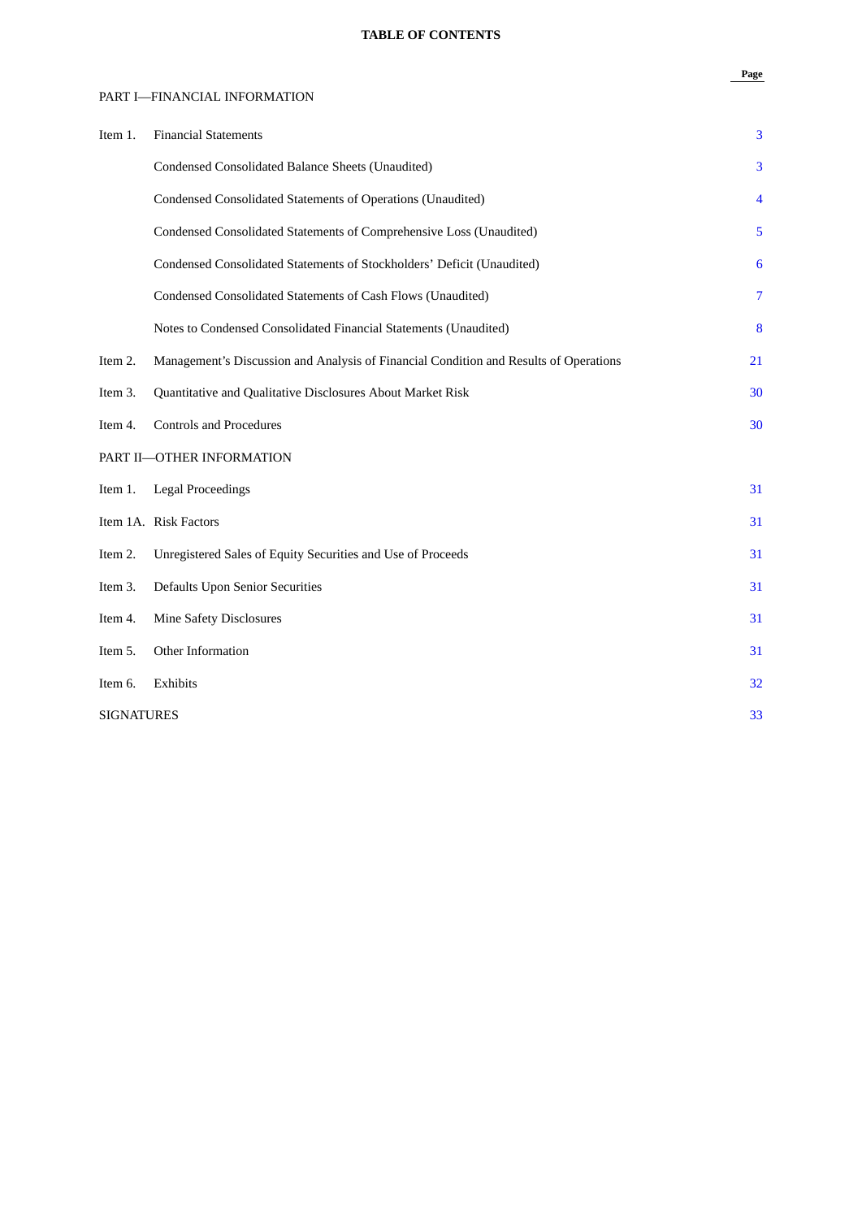**TABLE OF CONTENTS**

| | | Page |
|---|---|---|
| PART I—FINANCIAL INFORMATION | | |
| Item 1. | Financial Statements | 3 |
| | Condensed Consolidated Balance Sheets (Unaudited) | 3 |
| | Condensed Consolidated Statements of Operations (Unaudited) | 4 |
| | Condensed Consolidated Statements of Comprehensive Loss (Unaudited) | 5 |
| | Condensed Consolidated Statements of Stockholders' Deficit (Unaudited) | 6 |
| | Condensed Consolidated Statements of Cash Flows (Unaudited) | 7 |
| | Notes to Condensed Consolidated Financial Statements (Unaudited) | 8 |
| Item 2. | Management's Discussion and Analysis of Financial Condition and Results of Operations | 21 |
| Item 3. | Quantitative and Qualitative Disclosures About Market Risk | 30 |
| Item 4. | Controls and Procedures | 30 |
| PART II—OTHER INFORMATION | | |
| Item 1. | Legal Proceedings | 31 |
| Item 1A. | Risk Factors | 31 |
| Item 2. | Unregistered Sales of Equity Securities and Use of Proceeds | 31 |
| Item 3. | Defaults Upon Senior Securities | 31 |
| Item 4. | Mine Safety Disclosures | 31 |
| Item 5. | Other Information | 31 |
| Item 6. | Exhibits | 32 |
| SIGNATURES | | 33 |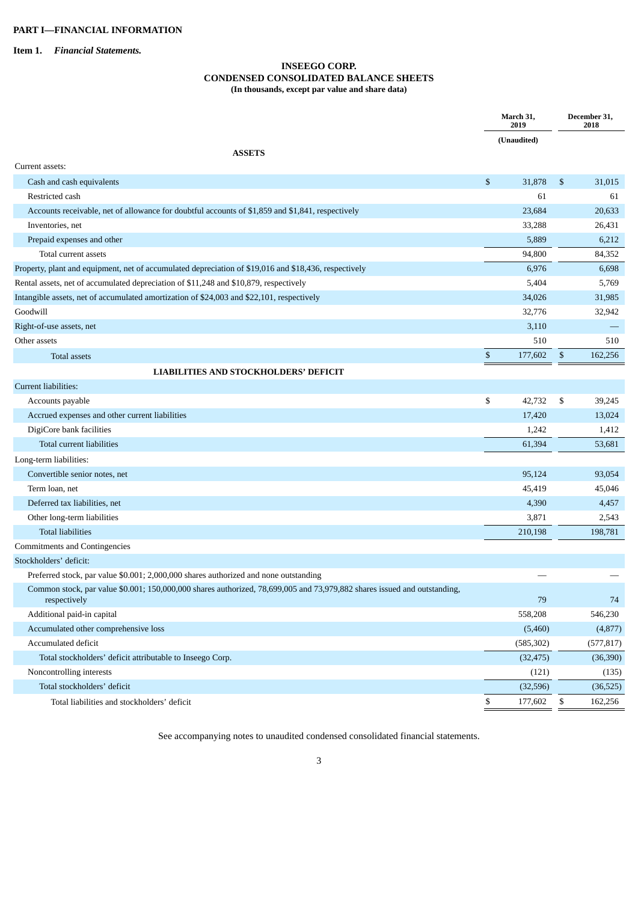## PART I—FINANCIAL INFORMATION

**Item 1.** ***Financial Statements.***

### INSEEGO CORP.
### CONDENSED CONSOLIDATED BALANCE SHEETS
**(In thousands, except par value and share data)**

| | March 31, 2019 | December 31, 2018 |
|---|---|---|
| | (Unaudited) | |
| **ASSETS** | | |
| Current assets: | | |
| Cash and cash equivalents | $ 31,878 | $ 31,015 |
| Restricted cash | 61 | 61 |
| Accounts receivable, net of allowance for doubtful accounts of $1,859 and $1,841, respectively | 23,684 | 20,633 |
| Inventories, net | 33,288 | 26,431 |
| Prepaid expenses and other | 5,889 | 6,212 |
| Total current assets | 94,800 | 84,352 |
| Property, plant and equipment, net of accumulated depreciation of $19,016 and $18,436, respectively | 6,976 | 6,698 |
| Rental assets, net of accumulated depreciation of $11,248 and $10,879, respectively | 5,404 | 5,769 |
| Intangible assets, net of accumulated amortization of $24,003 and $22,101, respectively | 34,026 | 31,985 |
| Goodwill | 32,776 | 32,942 |
| Right-of-use assets, net | 3,110 | — |
| Other assets | 510 | 510 |
| Total assets | $ 177,602 | $ 162,256 |
| **LIABILITIES AND STOCKHOLDERS' DEFICIT** | | |
| Current liabilities: | | |
| Accounts payable | $ 42,732 | $ 39,245 |
| Accrued expenses and other current liabilities | 17,420 | 13,024 |
| DigiCore bank facilities | 1,242 | 1,412 |
| Total current liabilities | 61,394 | 53,681 |
| Long-term liabilities: | | |
| Convertible senior notes, net | 95,124 | 93,054 |
| Term loan, net | 45,419 | 45,046 |
| Deferred tax liabilities, net | 4,390 | 4,457 |
| Other long-term liabilities | 3,871 | 2,543 |
| Total liabilities | 210,198 | 198,781 |
| Commitments and Contingencies | | |
| Stockholders' deficit: | | |
| Preferred stock, par value $0.001; 2,000,000 shares authorized and none outstanding | — | — |
| Common stock, par value $0.001; 150,000,000 shares authorized, 78,699,005 and 73,979,882 shares issued and outstanding, respectively | 79 | 74 |
| Additional paid-in capital | 558,208 | 546,230 |
| Accumulated other comprehensive loss | (5,460) | (4,877) |
| Accumulated deficit | (585,302) | (577,817) |
| Total stockholders' deficit attributable to Inseego Corp. | (32,475) | (36,390) |
| Noncontrolling interests | (121) | (135) |
| Total stockholders' deficit | (32,596) | (36,525) |
| Total liabilities and stockholders' deficit | $ 177,602 | $ 162,256 |

See accompanying notes to unaudited condensed consolidated financial statements.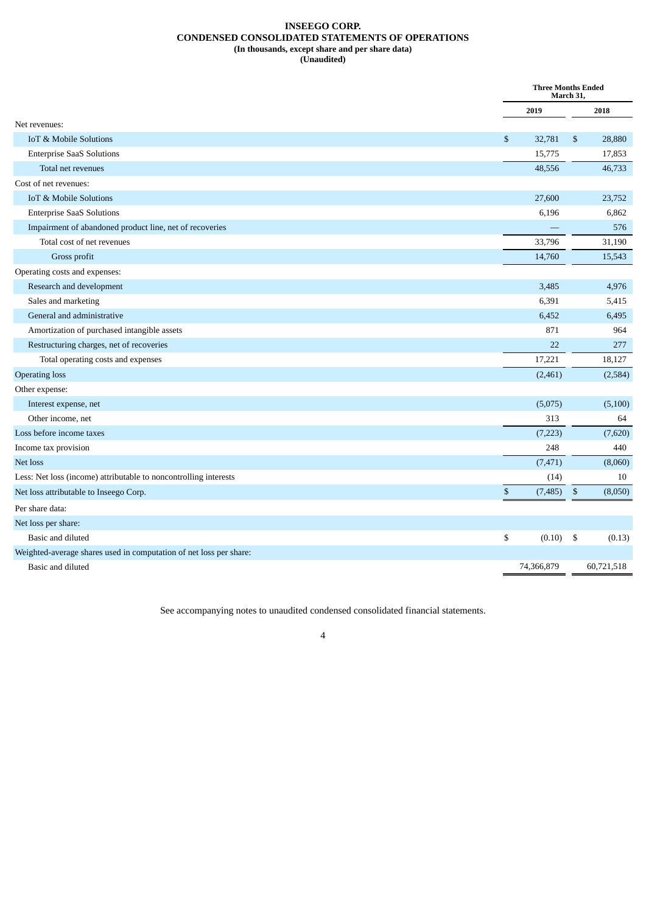# INSEEGO CORP.

## CONDENSED CONSOLIDATED STATEMENTS OF OPERATIONS

**(In thousands, except share and per share data)**

**(Unaudited)**

| | Three Months Ended March 31, | |
|---|---|---|
| | 2019 | 2018 |
| Net revenues: | | |
| IoT & Mobile Solutions | $ 32,781 | $ 28,880 |
| Enterprise SaaS Solutions | 15,775 | 17,853 |
| Total net revenues | 48,556 | 46,733 |
| Cost of net revenues: | | |
| IoT & Mobile Solutions | 27,600 | 23,752 |
| Enterprise SaaS Solutions | 6,196 | 6,862 |
| Impairment of abandoned product line, net of recoveries | — | 576 |
| Total cost of net revenues | 33,796 | 31,190 |
| Gross profit | 14,760 | 15,543 |
| Operating costs and expenses: | | |
| Research and development | 3,485 | 4,976 |
| Sales and marketing | 6,391 | 5,415 |
| General and administrative | 6,452 | 6,495 |
| Amortization of purchased intangible assets | 871 | 964 |
| Restructuring charges, net of recoveries | 22 | 277 |
| Total operating costs and expenses | 17,221 | 18,127 |
| Operating loss | (2,461) | (2,584) |
| Other expense: | | |
| Interest expense, net | (5,075) | (5,100) |
| Other income, net | 313 | 64 |
| Loss before income taxes | (7,223) | (7,620) |
| Income tax provision | 248 | 440 |
| Net loss | (7,471) | (8,060) |
| Less: Net loss (income) attributable to noncontrolling interests | (14) | 10 |
| Net loss attributable to Inseego Corp. | $ (7,485) | $ (8,050) |
| Per share data: | | |
| Net loss per share: | | |
| Basic and diluted | $ (0.10) | $ (0.13) |
| Weighted-average shares used in computation of net loss per share: | | |
| Basic and diluted | 74,366,879 | 60,721,518 |

See accompanying notes to unaudited condensed consolidated financial statements.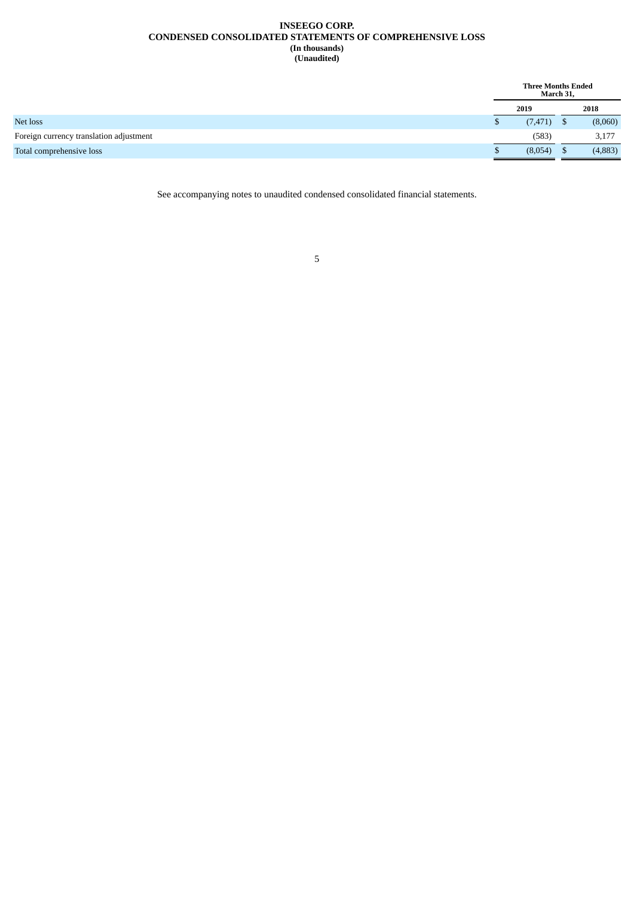**INSEEGO CORP.**
**CONDENSED CONSOLIDATED STATEMENTS OF COMPREHENSIVE LOSS**
**(In thousands)**
**(Unaudited)**

| | Three Months Ended March 31, | |
|---|---|---|
| | **2019** | **2018** |
| Net loss | $ (7,471) | $ (8,060) |
| Foreign currency translation adjustment | (583) | 3,177 |
| Total comprehensive loss | $ (8,054) | $ (4,883) |

See accompanying notes to unaudited condensed consolidated financial statements.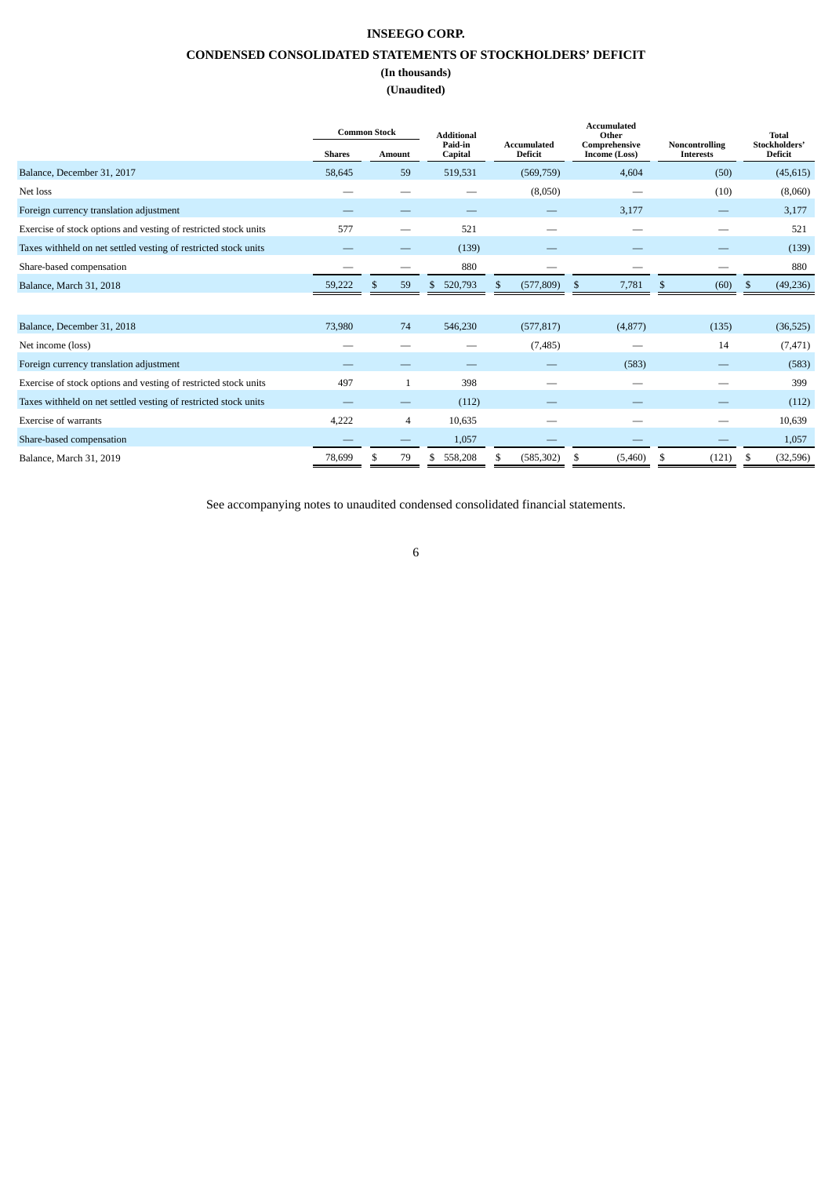# INSEEGO CORP.

## CONDENSED CONSOLIDATED STATEMENTS OF STOCKHOLDERS' DEFICIT

**(In thousands)**

**(Unaudited)**

| | Common Stock | | Additional Paid-in Capital | Accumulated Deficit | Accumulated Other Comprehensive Income (Loss) | Noncontrolling Interests | Total Stockholders' Deficit |
|---|---|---|---|---|---|---|---|
| | Shares | Amount | | | | | |
| Balance, December 31, 2017 | 58,645 | 59 | 519,531 | (569,759) | 4,604 | (50) | (45,615) |
| Net loss | — | — | — | (8,050) | — | (10) | (8,060) |
| Foreign currency translation adjustment | — | — | — | — | 3,177 | — | 3,177 |
| Exercise of stock options and vesting of restricted stock units | 577 | — | 521 | — | — | — | 521 |
| Taxes withheld on net settled vesting of restricted stock units | — | — | (139) | — | — | — | (139) |
| Share-based compensation | — | — | 880 | — | — | — | 880 |
| Balance, March 31, 2018 | 59,222 | $ 59 | $ 520,793 | $ (577,809) | $ 7,781 | $ (60) | $ (49,236) |
| | | | | | | | |
| Balance, December 31, 2018 | 73,980 | 74 | 546,230 | (577,817) | (4,877) | (135) | (36,525) |
| Net income (loss) | — | — | — | (7,485) | — | 14 | (7,471) |
| Foreign currency translation adjustment | — | — | — | — | (583) | — | (583) |
| Exercise of stock options and vesting of restricted stock units | 497 | 1 | 398 | — | — | — | 399 |
| Taxes withheld on net settled vesting of restricted stock units | — | — | (112) | — | — | — | (112) |
| Exercise of warrants | 4,222 | 4 | 10,635 | — | — | — | 10,639 |
| Share-based compensation | — | — | 1,057 | — | — | — | 1,057 |
| Balance, March 31, 2019 | 78,699 | $ 79 | $ 558,208 | $ (585,302) | $ (5,460) | $ (121) | $ (32,596) |

See accompanying notes to unaudited condensed consolidated financial statements.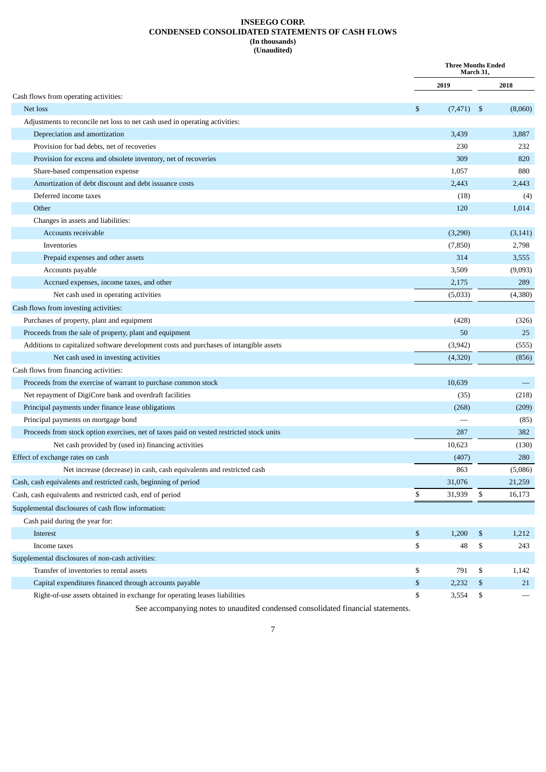# INSEEGO CORP.
## CONDENSED CONSOLIDATED STATEMENTS OF CASH FLOWS
**(In thousands)**
**(Unaudited)**

| | Three Months Ended March 31, | |
|---|---|---|
| | 2019 | 2018 |
| Cash flows from operating activities: | | |
| Net loss | $ (7,471) | $ (8,060) |
| Adjustments to reconcile net loss to net cash used in operating activities: | | |
| Depreciation and amortization | 3,439 | 3,887 |
| Provision for bad debts, net of recoveries | 230 | 232 |
| Provision for excess and obsolete inventory, net of recoveries | 309 | 820 |
| Share-based compensation expense | 1,057 | 880 |
| Amortization of debt discount and debt issuance costs | 2,443 | 2,443 |
| Deferred income taxes | (18) | (4) |
| Other | 120 | 1,014 |
| Changes in assets and liabilities: | | |
| Accounts receivable | (3,290) | (3,141) |
| Inventories | (7,850) | 2,798 |
| Prepaid expenses and other assets | 314 | 3,555 |
| Accounts payable | 3,509 | (9,093) |
| Accrued expenses, income taxes, and other | 2,175 | 289 |
| Net cash used in operating activities | (5,033) | (4,380) |
| Cash flows from investing activities: | | |
| Purchases of property, plant and equipment | (428) | (326) |
| Proceeds from the sale of property, plant and equipment | 50 | 25 |
| Additions to capitalized software development costs and purchases of intangible assets | (3,942) | (555) |
| Net cash used in investing activities | (4,320) | (856) |
| Cash flows from financing activities: | | |
| Proceeds from the exercise of warrant to purchase common stock | 10,639 | — |
| Net repayment of DigiCore bank and overdraft facilities | (35) | (218) |
| Principal payments under finance lease obligations | (268) | (209) |
| Principal payments on mortgage bond | — | (85) |
| Proceeds from stock option exercises, net of taxes paid on vested restricted stock units | 287 | 382 |
| Net cash provided by (used in) financing activities | 10,623 | (130) |
| Effect of exchange rates on cash | (407) | 280 |
| Net increase (decrease) in cash, cash equivalents and restricted cash | 863 | (5,086) |
| Cash, cash equivalents and restricted cash, beginning of period | 31,076 | 21,259 |
| Cash, cash equivalents and restricted cash, end of period | $ 31,939 | $ 16,173 |
| Supplemental disclosures of cash flow information: | | |
| Cash paid during the year for: | | |
| Interest | $ 1,200 | $ 1,212 |
| Income taxes | $ 48 | $ 243 |
| Supplemental disclosures of non-cash activities: | | |
| Transfer of inventories to rental assets | $ 791 | $ 1,142 |
| Capital expenditures financed through accounts payable | $ 2,232 | $ 21 |
| Right-of-use assets obtained in exchange for operating leases liabilities | $ 3,554 | $ — |

See accompanying notes to unaudited condensed consolidated financial statements.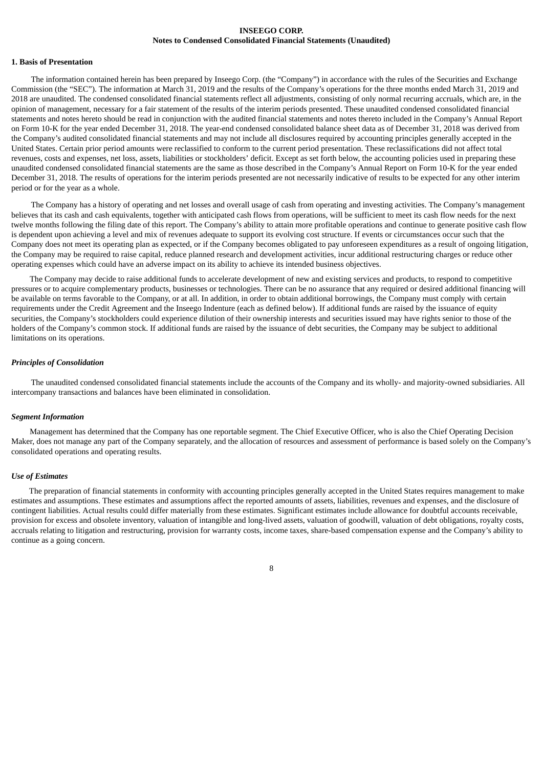**INSEEGO CORP.**
**Notes to Condensed Consolidated Financial Statements (Unaudited)**

## 1. Basis of Presentation

The information contained herein has been prepared by Inseego Corp. (the "Company") in accordance with the rules of the Securities and Exchange Commission (the "SEC"). The information at March 31, 2019 and the results of the Company's operations for the three months ended March 31, 2019 and 2018 are unaudited. The condensed consolidated financial statements reflect all adjustments, consisting of only normal recurring accruals, which are, in the opinion of management, necessary for a fair statement of the results of the interim periods presented. These unaudited condensed consolidated financial statements and notes hereto should be read in conjunction with the audited financial statements and notes thereto included in the Company's Annual Report on Form 10-K for the year ended December 31, 2018. The year-end condensed consolidated balance sheet data as of December 31, 2018 was derived from the Company's audited consolidated financial statements and may not include all disclosures required by accounting principles generally accepted in the United States. Certain prior period amounts were reclassified to conform to the current period presentation. These reclassifications did not affect total revenues, costs and expenses, net loss, assets, liabilities or stockholders' deficit. Except as set forth below, the accounting policies used in preparing these unaudited condensed consolidated financial statements are the same as those described in the Company's Annual Report on Form 10-K for the year ended December 31, 2018. The results of operations for the interim periods presented are not necessarily indicative of results to be expected for any other interim period or for the year as a whole.

The Company has a history of operating and net losses and overall usage of cash from operating and investing activities. The Company's management believes that its cash and cash equivalents, together with anticipated cash flows from operations, will be sufficient to meet its cash flow needs for the next twelve months following the filing date of this report. The Company's ability to attain more profitable operations and continue to generate positive cash flow is dependent upon achieving a level and mix of revenues adequate to support its evolving cost structure. If events or circumstances occur such that the Company does not meet its operating plan as expected, or if the Company becomes obligated to pay unforeseen expenditures as a result of ongoing litigation, the Company may be required to raise capital, reduce planned research and development activities, incur additional restructuring charges or reduce other operating expenses which could have an adverse impact on its ability to achieve its intended business objectives.

The Company may decide to raise additional funds to accelerate development of new and existing services and products, to respond to competitive pressures or to acquire complementary products, businesses or technologies. There can be no assurance that any required or desired additional financing will be available on terms favorable to the Company, or at all. In addition, in order to obtain additional borrowings, the Company must comply with certain requirements under the Credit Agreement and the Inseego Indenture (each as defined below). If additional funds are raised by the issuance of equity securities, the Company's stockholders could experience dilution of their ownership interests and securities issued may have rights senior to those of the holders of the Company's common stock. If additional funds are raised by the issuance of debt securities, the Company may be subject to additional limitations on its operations.

### *Principles of Consolidation*

The unaudited condensed consolidated financial statements include the accounts of the Company and its wholly- and majority-owned subsidiaries. All intercompany transactions and balances have been eliminated in consolidation.

### *Segment Information*

Management has determined that the Company has one reportable segment. The Chief Executive Officer, who is also the Chief Operating Decision Maker, does not manage any part of the Company separately, and the allocation of resources and assessment of performance is based solely on the Company's consolidated operations and operating results.

### *Use of Estimates*

The preparation of financial statements in conformity with accounting principles generally accepted in the United States requires management to make estimates and assumptions. These estimates and assumptions affect the reported amounts of assets, liabilities, revenues and expenses, and the disclosure of contingent liabilities. Actual results could differ materially from these estimates. Significant estimates include allowance for doubtful accounts receivable, provision for excess and obsolete inventory, valuation of intangible and long-lived assets, valuation of goodwill, valuation of debt obligations, royalty costs, accruals relating to litigation and restructuring, provision for warranty costs, income taxes, share-based compensation expense and the Company's ability to continue as a going concern.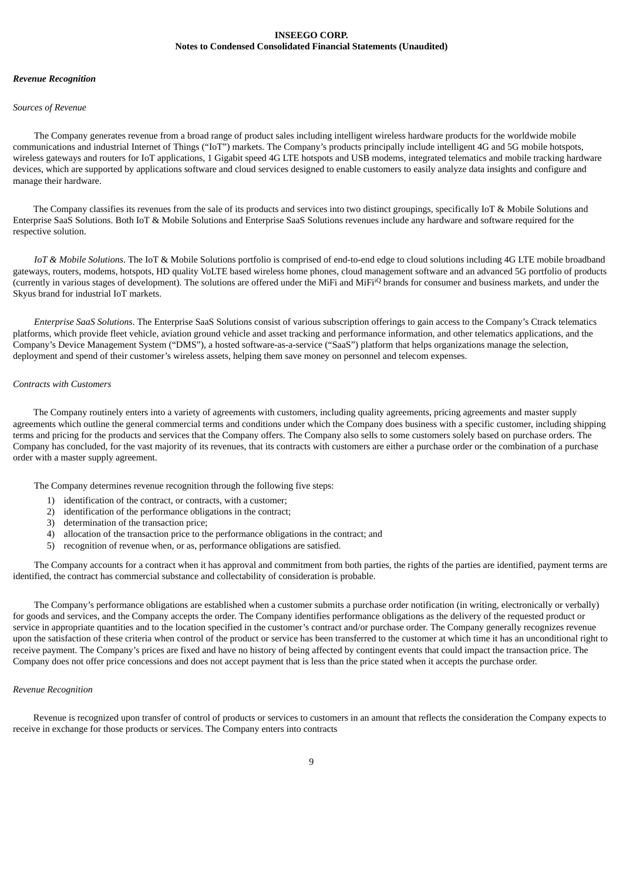### *Revenue Recognition*

*Sources of Revenue*

The Company generates revenue from a broad range of product sales including intelligent wireless hardware products for the worldwide mobile communications and industrial Internet of Things ("IoT") markets. The Company's products principally include intelligent 4G and 5G mobile hotspots, wireless gateways and routers for IoT applications, 1 Gigabit speed 4G LTE hotspots and USB modems, integrated telematics and mobile tracking hardware devices, which are supported by applications software and cloud services designed to enable customers to easily analyze data insights and configure and manage their hardware.

The Company classifies its revenues from the sale of its products and services into two distinct groupings, specifically IoT & Mobile Solutions and Enterprise SaaS Solutions. Both IoT & Mobile Solutions and Enterprise SaaS Solutions revenues include any hardware and software required for the respective solution.

*IoT & Mobile Solutions*. The IoT & Mobile Solutions portfolio is comprised of end-to-end edge to cloud solutions including 4G LTE mobile broadband gateways, routers, modems, hotspots, HD quality VoLTE based wireless home phones, cloud management software and an advanced 5G portfolio of products (currently in various stages of development). The solutions are offered under the MiFi and MiFi$^{iQ}$ brands for consumer and business markets, and under the Skyus brand for industrial IoT markets.

*Enterprise SaaS Solutions*. The Enterprise SaaS Solutions consist of various subscription offerings to gain access to the Company's Ctrack telematics platforms, which provide fleet vehicle, aviation ground vehicle and asset tracking and performance information, and other telematics applications, and the Company's Device Management System ("DMS"), a hosted software-as-a-service ("SaaS") platform that helps organizations manage the selection, deployment and spend of their customer's wireless assets, helping them save money on personnel and telecom expenses.

*Contracts with Customers*

The Company routinely enters into a variety of agreements with customers, including quality agreements, pricing agreements and master supply agreements which outline the general commercial terms and conditions under which the Company does business with a specific customer, including shipping terms and pricing for the products and services that the Company offers. The Company also sells to some customers solely based on purchase orders. The Company has concluded, for the vast majority of its revenues, that its contracts with customers are either a purchase order or the combination of a purchase order with a master supply agreement.

The Company determines revenue recognition through the following five steps:

1) identification of the contract, or contracts, with a customer;
2) identification of the performance obligations in the contract;
3) determination of the transaction price;
4) allocation of the transaction price to the performance obligations in the contract; and
5) recognition of revenue when, or as, performance obligations are satisfied.

The Company accounts for a contract when it has approval and commitment from both parties, the rights of the parties are identified, payment terms are identified, the contract has commercial substance and collectability of consideration is probable.

The Company's performance obligations are established when a customer submits a purchase order notification (in writing, electronically or verbally) for goods and services, and the Company accepts the order. The Company identifies performance obligations as the delivery of the requested product or service in appropriate quantities and to the location specified in the customer's contract and/or purchase order. The Company generally recognizes revenue upon the satisfaction of these criteria when control of the product or service has been transferred to the customer at which time it has an unconditional right to receive payment. The Company's prices are fixed and have no history of being affected by contingent events that could impact the transaction price. The Company does not offer price concessions and does not accept payment that is less than the price stated when it accepts the purchase order.

*Revenue Recognition*

Revenue is recognized upon transfer of control of products or services to customers in an amount that reflects the consideration the Company expects to receive in exchange for those products or services. The Company enters into contracts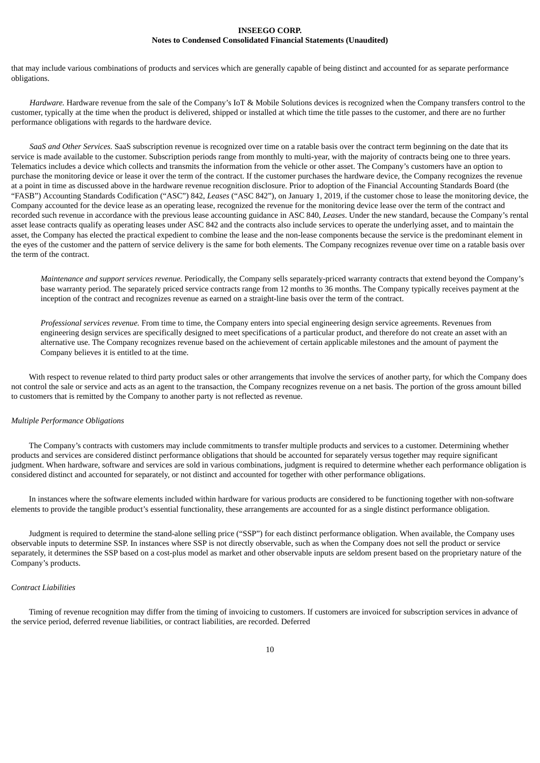that may include various combinations of products and services which are generally capable of being distinct and accounted for as separate performance obligations.

*Hardware.* Hardware revenue from the sale of the Company's IoT & Mobile Solutions devices is recognized when the Company transfers control to the customer, typically at the time when the product is delivered, shipped or installed at which time the title passes to the customer, and there are no further performance obligations with regards to the hardware device.

*SaaS and Other Services.* SaaS subscription revenue is recognized over time on a ratable basis over the contract term beginning on the date that its service is made available to the customer. Subscription periods range from monthly to multi-year, with the majority of contracts being one to three years. Telematics includes a device which collects and transmits the information from the vehicle or other asset. The Company's customers have an option to purchase the monitoring device or lease it over the term of the contract. If the customer purchases the hardware device, the Company recognizes the revenue at a point in time as discussed above in the hardware revenue recognition disclosure. Prior to adoption of the Financial Accounting Standards Board (the "FASB") Accounting Standards Codification ("ASC") 842, *Leases* ("ASC 842"), on January 1, 2019, if the customer chose to lease the monitoring device, the Company accounted for the device lease as an operating lease, recognized the revenue for the monitoring device lease over the term of the contract and recorded such revenue in accordance with the previous lease accounting guidance in ASC 840, *Leases*. Under the new standard, because the Company's rental asset lease contracts qualify as operating leases under ASC 842 and the contracts also include services to operate the underlying asset, and to maintain the asset, the Company has elected the practical expedient to combine the lease and the non-lease components because the service is the predominant element in the eyes of the customer and the pattern of service delivery is the same for both elements. The Company recognizes revenue over time on a ratable basis over the term of the contract.

*Maintenance and support services revenue.* Periodically, the Company sells separately-priced warranty contracts that extend beyond the Company's base warranty period. The separately priced service contracts range from 12 months to 36 months. The Company typically receives payment at the inception of the contract and recognizes revenue as earned on a straight-line basis over the term of the contract.

*Professional services revenue.* From time to time, the Company enters into special engineering design service agreements. Revenues from engineering design services are specifically designed to meet specifications of a particular product, and therefore do not create an asset with an alternative use. The Company recognizes revenue based on the achievement of certain applicable milestones and the amount of payment the Company believes it is entitled to at the time.

With respect to revenue related to third party product sales or other arrangements that involve the services of another party, for which the Company does not control the sale or service and acts as an agent to the transaction, the Company recognizes revenue on a net basis. The portion of the gross amount billed to customers that is remitted by the Company to another party is not reflected as revenue.

*Multiple Performance Obligations*

The Company's contracts with customers may include commitments to transfer multiple products and services to a customer. Determining whether products and services are considered distinct performance obligations that should be accounted for separately versus together may require significant judgment. When hardware, software and services are sold in various combinations, judgment is required to determine whether each performance obligation is considered distinct and accounted for separately, or not distinct and accounted for together with other performance obligations.

In instances where the software elements included within hardware for various products are considered to be functioning together with non-software elements to provide the tangible product's essential functionality, these arrangements are accounted for as a single distinct performance obligation.

Judgment is required to determine the stand-alone selling price ("SSP") for each distinct performance obligation. When available, the Company uses observable inputs to determine SSP. In instances where SSP is not directly observable, such as when the Company does not sell the product or service separately, it determines the SSP based on a cost-plus model as market and other observable inputs are seldom present based on the proprietary nature of the Company's products.

*Contract Liabilities*

Timing of revenue recognition may differ from the timing of invoicing to customers. If customers are invoiced for subscription services in advance of the service period, deferred revenue liabilities, or contract liabilities, are recorded. Deferred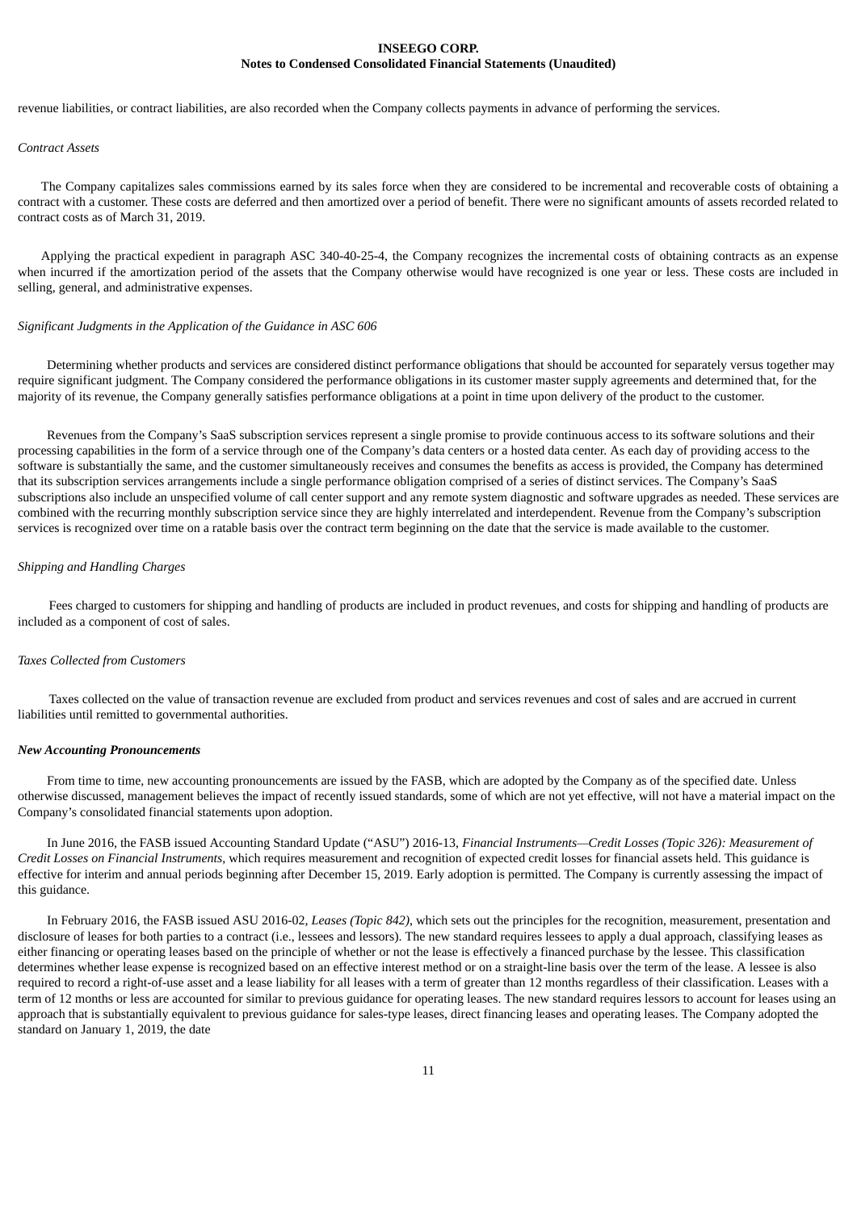revenue liabilities, or contract liabilities, are also recorded when the Company collects payments in advance of performing the services.

*Contract Assets*

The Company capitalizes sales commissions earned by its sales force when they are considered to be incremental and recoverable costs of obtaining a contract with a customer. These costs are deferred and then amortized over a period of benefit. There were no significant amounts of assets recorded related to contract costs as of March 31, 2019.

Applying the practical expedient in paragraph ASC 340-40-25-4, the Company recognizes the incremental costs of obtaining contracts as an expense when incurred if the amortization period of the assets that the Company otherwise would have recognized is one year or less. These costs are included in selling, general, and administrative expenses.

*Significant Judgments in the Application of the Guidance in ASC 606*

Determining whether products and services are considered distinct performance obligations that should be accounted for separately versus together may require significant judgment. The Company considered the performance obligations in its customer master supply agreements and determined that, for the majority of its revenue, the Company generally satisfies performance obligations at a point in time upon delivery of the product to the customer.

Revenues from the Company's SaaS subscription services represent a single promise to provide continuous access to its software solutions and their processing capabilities in the form of a service through one of the Company's data centers or a hosted data center. As each day of providing access to the software is substantially the same, and the customer simultaneously receives and consumes the benefits as access is provided, the Company has determined that its subscription services arrangements include a single performance obligation comprised of a series of distinct services. The Company's SaaS subscriptions also include an unspecified volume of call center support and any remote system diagnostic and software upgrades as needed. These services are combined with the recurring monthly subscription service since they are highly interrelated and interdependent. Revenue from the Company's subscription services is recognized over time on a ratable basis over the contract term beginning on the date that the service is made available to the customer.

*Shipping and Handling Charges*

Fees charged to customers for shipping and handling of products are included in product revenues, and costs for shipping and handling of products are included as a component of cost of sales.

*Taxes Collected from Customers*

Taxes collected on the value of transaction revenue are excluded from product and services revenues and cost of sales and are accrued in current liabilities until remitted to governmental authorities.

***New Accounting Pronouncements***

From time to time, new accounting pronouncements are issued by the FASB, which are adopted by the Company as of the specified date. Unless otherwise discussed, management believes the impact of recently issued standards, some of which are not yet effective, will not have a material impact on the Company's consolidated financial statements upon adoption.

In June 2016, the FASB issued Accounting Standard Update ("ASU") 2016-13, *Financial Instruments—Credit Losses (Topic 326): Measurement of Credit Losses on Financial Instruments*, which requires measurement and recognition of expected credit losses for financial assets held. This guidance is effective for interim and annual periods beginning after December 15, 2019. Early adoption is permitted. The Company is currently assessing the impact of this guidance.

In February 2016, the FASB issued ASU 2016-02, *Leases (Topic 842)*, which sets out the principles for the recognition, measurement, presentation and disclosure of leases for both parties to a contract (i.e., lessees and lessors). The new standard requires lessees to apply a dual approach, classifying leases as either financing or operating leases based on the principle of whether or not the lease is effectively a financed purchase by the lessee. This classification determines whether lease expense is recognized based on an effective interest method or on a straight-line basis over the term of the lease. A lessee is also required to record a right-of-use asset and a lease liability for all leases with a term of greater than 12 months regardless of their classification. Leases with a term of 12 months or less are accounted for similar to previous guidance for operating leases. The new standard requires lessors to account for leases using an approach that is substantially equivalent to previous guidance for sales-type leases, direct financing leases and operating leases. The Company adopted the standard on January 1, 2019, the date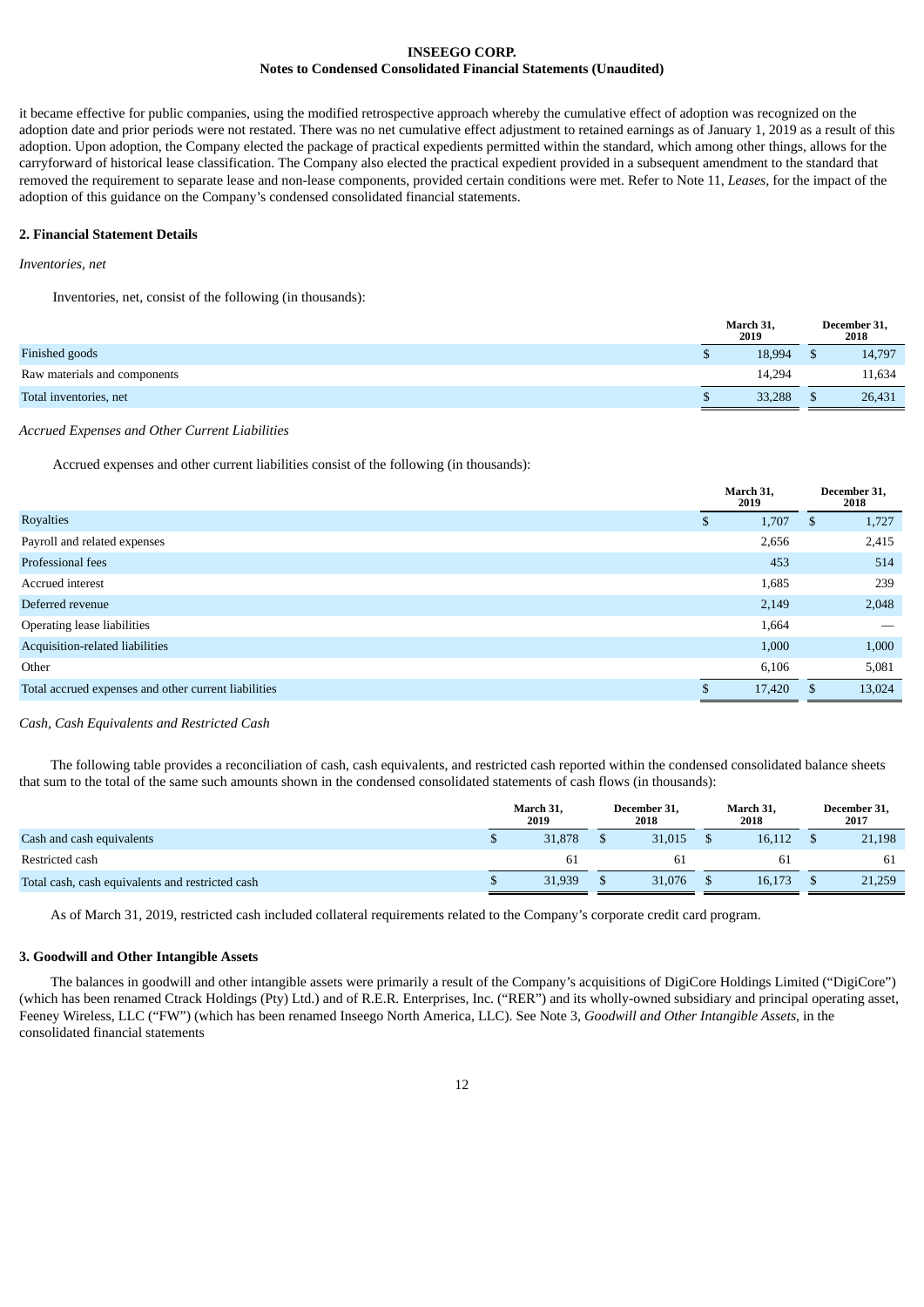it became effective for public companies, using the modified retrospective approach whereby the cumulative effect of adoption was recognized on the adoption date and prior periods were not restated. There was no net cumulative effect adjustment to retained earnings as of January 1, 2019 as a result of this adoption. Upon adoption, the Company elected the package of practical expedients permitted within the standard, which among other things, allows for the carryforward of historical lease classification. The Company also elected the practical expedient provided in a subsequent amendment to the standard that removed the requirement to separate lease and non-lease components, provided certain conditions were met. Refer to Note 11, *Leases*, for the impact of the adoption of this guidance on the Company's condensed consolidated financial statements.

## 2. Financial Statement Details

*Inventories, net*

Inventories, net, consist of the following (in thousands):

| | March 31, 2019 | December 31, 2018 |
|---|---|---|
| Finished goods | $ 18,994 | $ 14,797 |
| Raw materials and components | 14,294 | 11,634 |
| Total inventories, net | $ 33,288 | $ 26,431 |

*Accrued Expenses and Other Current Liabilities*

Accrued expenses and other current liabilities consist of the following (in thousands):

| | March 31, 2019 | December 31, 2018 |
|---|---|---|
| Royalties | $ 1,707 | $ 1,727 |
| Payroll and related expenses | 2,656 | 2,415 |
| Professional fees | 453 | 514 |
| Accrued interest | 1,685 | 239 |
| Deferred revenue | 2,149 | 2,048 |
| Operating lease liabilities | 1,664 | — |
| Acquisition-related liabilities | 1,000 | 1,000 |
| Other | 6,106 | 5,081 |
| Total accrued expenses and other current liabilities | $ 17,420 | $ 13,024 |

*Cash, Cash Equivalents and Restricted Cash*

The following table provides a reconciliation of cash, cash equivalents, and restricted cash reported within the condensed consolidated balance sheets that sum to the total of the same such amounts shown in the condensed consolidated statements of cash flows (in thousands):

| | March 31, 2019 | December 31, 2018 | March 31, 2018 | December 31, 2017 |
|---|---|---|---|---|
| Cash and cash equivalents | $ 31,878 | $ 31,015 | $ 16,112 | $ 21,198 |
| Restricted cash | 61 | 61 | 61 | 61 |
| Total cash, cash equivalents and restricted cash | $ 31,939 | $ 31,076 | $ 16,173 | $ 21,259 |

As of March 31, 2019, restricted cash included collateral requirements related to the Company's corporate credit card program.

## 3. Goodwill and Other Intangible Assets

The balances in goodwill and other intangible assets were primarily a result of the Company's acquisitions of DigiCore Holdings Limited ("DigiCore") (which has been renamed Ctrack Holdings (Pty) Ltd.) and of R.E.R. Enterprises, Inc. ("RER") and its wholly-owned subsidiary and principal operating asset, Feeney Wireless, LLC ("FW") (which has been renamed Inseego North America, LLC). See Note 3, *Goodwill and Other Intangible Assets*, in the consolidated financial statements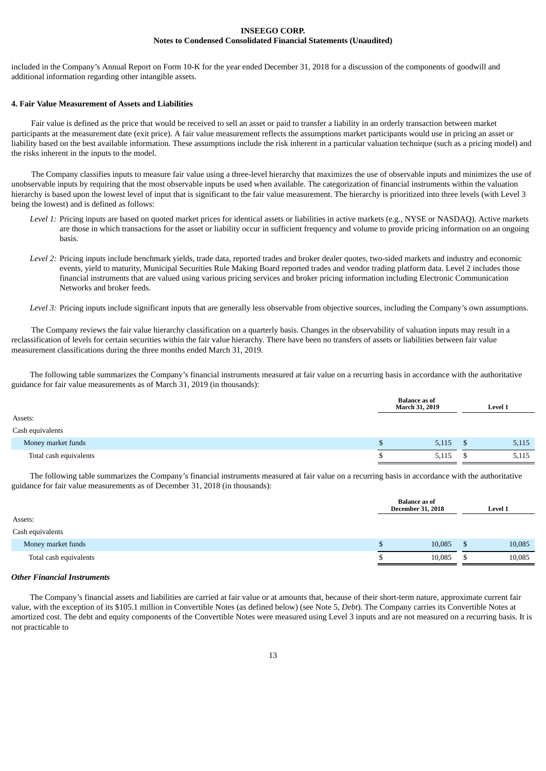included in the Company's Annual Report on Form 10-K for the year ended December 31, 2018 for a discussion of the components of goodwill and additional information regarding other intangible assets.

**4. Fair Value Measurement of Assets and Liabilities**

Fair value is defined as the price that would be received to sell an asset or paid to transfer a liability in an orderly transaction between market participants at the measurement date (exit price). A fair value measurement reflects the assumptions market participants would use in pricing an asset or liability based on the best available information. These assumptions include the risk inherent in a particular valuation technique (such as a pricing model) and the risks inherent in the inputs to the model.

The Company classifies inputs to measure fair value using a three-level hierarchy that maximizes the use of observable inputs and minimizes the use of unobservable inputs by requiring that the most observable inputs be used when available. The categorization of financial instruments within the valuation hierarchy is based upon the lowest level of input that is significant to the fair value measurement. The hierarchy is prioritized into three levels (with Level 3 being the lowest) and is defined as follows:

*Level 1:* Pricing inputs are based on quoted market prices for identical assets or liabilities in active markets (e.g., NYSE or NASDAQ). Active markets are those in which transactions for the asset or liability occur in sufficient frequency and volume to provide pricing information on an ongoing basis.

*Level 2:* Pricing inputs include benchmark yields, trade data, reported trades and broker dealer quotes, two-sided markets and industry and economic events, yield to maturity, Municipal Securities Rule Making Board reported trades and vendor trading platform data. Level 2 includes those financial instruments that are valued using various pricing services and broker pricing information including Electronic Communication Networks and broker feeds.

*Level 3:* Pricing inputs include significant inputs that are generally less observable from objective sources, including the Company's own assumptions.

The Company reviews the fair value hierarchy classification on a quarterly basis. Changes in the observability of valuation inputs may result in a reclassification of levels for certain securities within the fair value hierarchy. There have been no transfers of assets or liabilities between fair value measurement classifications during the three months ended March 31, 2019.

The following table summarizes the Company's financial instruments measured at fair value on a recurring basis in accordance with the authoritative guidance for fair value measurements as of March 31, 2019 (in thousands):

| | Balance as of March 31, 2019 | Level 1 |
|---|---|---|
| Assets: | | |
| Cash equivalents | | |
| Money market funds | $ 5,115 | $ 5,115 |
| Total cash equivalents | $ 5,115 | $ 5,115 |

The following table summarizes the Company's financial instruments measured at fair value on a recurring basis in accordance with the authoritative guidance for fair value measurements as of December 31, 2018 (in thousands):

| | Balance as of December 31, 2018 | Level 1 |
|---|---|---|
| Assets: | | |
| Cash equivalents | | |
| Money market funds | $ 10,085 | $ 10,085 |
| Total cash equivalents | $ 10,085 | $ 10,085 |

***Other Financial Instruments***

The Company's financial assets and liabilities are carried at fair value or at amounts that, because of their short-term nature, approximate current fair value, with the exception of its $105.1 million in Convertible Notes (as defined below) (see Note 5, *Debt*). The Company carries its Convertible Notes at amortized cost. The debt and equity components of the Convertible Notes were measured using Level 3 inputs and are not measured on a recurring basis. It is not practicable to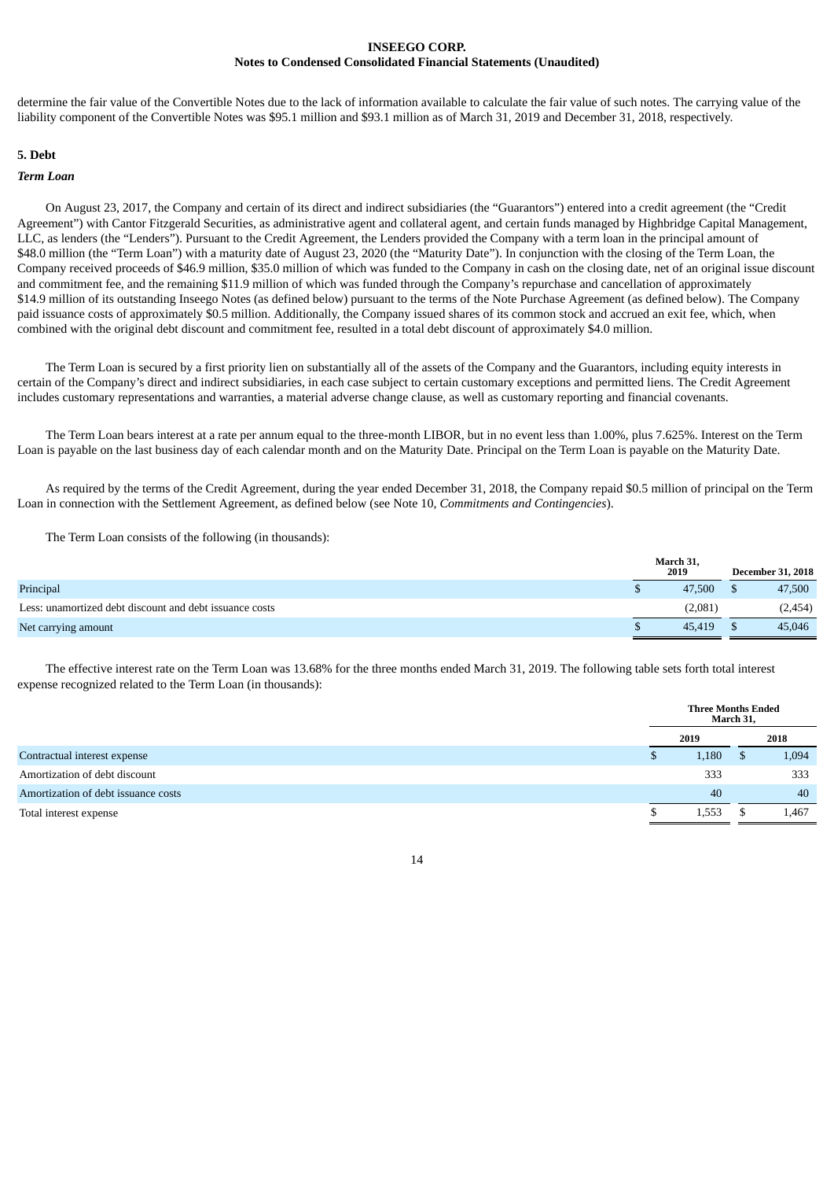determine the fair value of the Convertible Notes due to the lack of information available to calculate the fair value of such notes. The carrying value of the liability component of the Convertible Notes was $95.1 million and $93.1 million as of March 31, 2019 and December 31, 2018, respectively.

## 5. Debt

### *Term Loan*

On August 23, 2017, the Company and certain of its direct and indirect subsidiaries (the "Guarantors") entered into a credit agreement (the "Credit Agreement") with Cantor Fitzgerald Securities, as administrative agent and collateral agent, and certain funds managed by Highbridge Capital Management, LLC, as lenders (the "Lenders"). Pursuant to the Credit Agreement, the Lenders provided the Company with a term loan in the principal amount of $48.0 million (the "Term Loan") with a maturity date of August 23, 2020 (the "Maturity Date"). In conjunction with the closing of the Term Loan, the Company received proceeds of $46.9 million, $35.0 million of which was funded to the Company in cash on the closing date, net of an original issue discount and commitment fee, and the remaining $11.9 million of which was funded through the Company's repurchase and cancellation of approximately $14.9 million of its outstanding Inseego Notes (as defined below) pursuant to the terms of the Note Purchase Agreement (as defined below). The Company paid issuance costs of approximately $0.5 million. Additionally, the Company issued shares of its common stock and accrued an exit fee, which, when combined with the original debt discount and commitment fee, resulted in a total debt discount of approximately $4.0 million.

The Term Loan is secured by a first priority lien on substantially all of the assets of the Company and the Guarantors, including equity interests in certain of the Company's direct and indirect subsidiaries, in each case subject to certain customary exceptions and permitted liens. The Credit Agreement includes customary representations and warranties, a material adverse change clause, as well as customary reporting and financial covenants.

The Term Loan bears interest at a rate per annum equal to the three-month LIBOR, but in no event less than 1.00%, plus 7.625%. Interest on the Term Loan is payable on the last business day of each calendar month and on the Maturity Date. Principal on the Term Loan is payable on the Maturity Date.

As required by the terms of the Credit Agreement, during the year ended December 31, 2018, the Company repaid $0.5 million of principal on the Term Loan in connection with the Settlement Agreement, as defined below (see Note 10, *Commitments and Contingencies*).

The Term Loan consists of the following (in thousands):

| | March 31, 2019 | December 31, 2018 |
|---|---|---|
| Principal | $ 47,500 | $ 47,500 |
| Less: unamortized debt discount and debt issuance costs | (2,081) | (2,454) |
| Net carrying amount | $ 45,419 | $ 45,046 |

The effective interest rate on the Term Loan was 13.68% for the three months ended March 31, 2019. The following table sets forth total interest expense recognized related to the Term Loan (in thousands):

| | Three Months Ended March 31, | |
|---|---|---|
| | 2019 | 2018 |
| Contractual interest expense | $ 1,180 | $ 1,094 |
| Amortization of debt discount | 333 | 333 |
| Amortization of debt issuance costs | 40 | 40 |
| Total interest expense | $ 1,553 | $ 1,467 |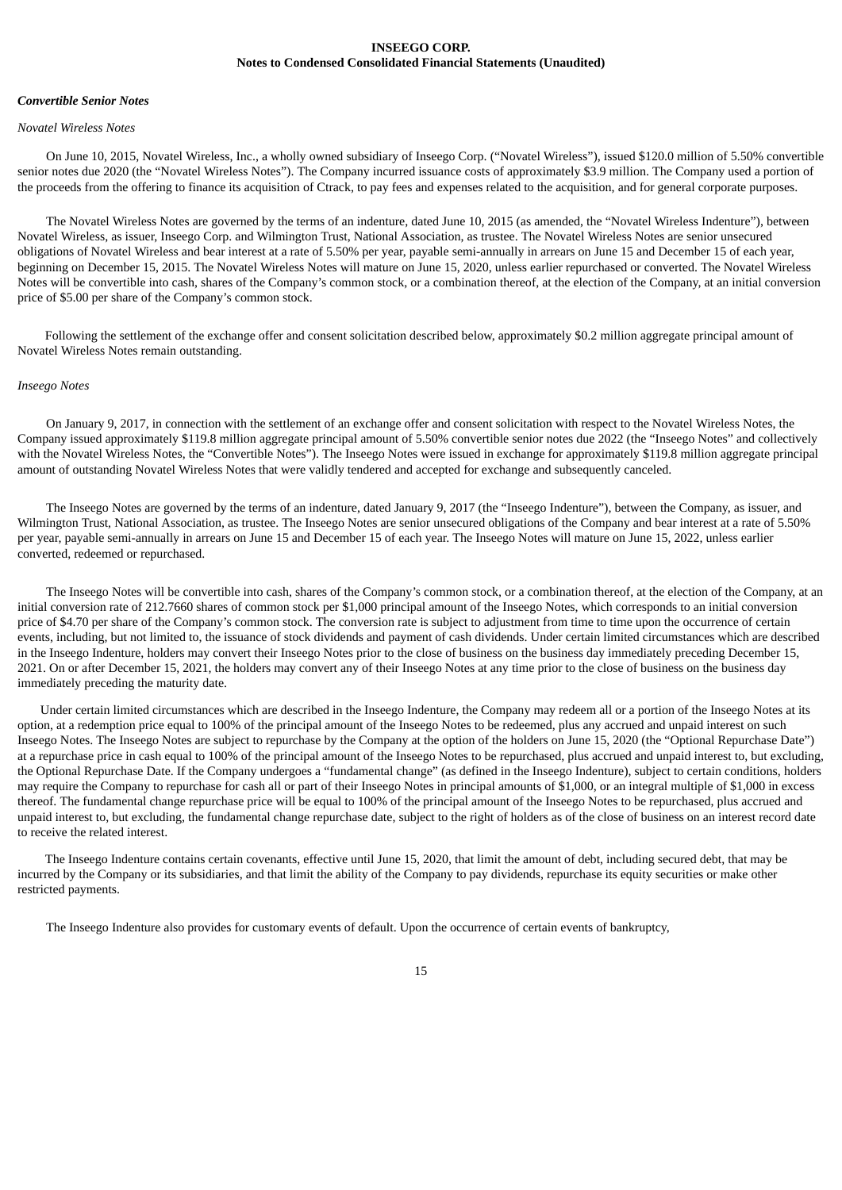### *Convertible Senior Notes*

*Novatel Wireless Notes*

On June 10, 2015, Novatel Wireless, Inc., a wholly owned subsidiary of Inseego Corp. ("Novatel Wireless"), issued $120.0 million of 5.50% convertible senior notes due 2020 (the "Novatel Wireless Notes"). The Company incurred issuance costs of approximately $3.9 million. The Company used a portion of the proceeds from the offering to finance its acquisition of Ctrack, to pay fees and expenses related to the acquisition, and for general corporate purposes.

The Novatel Wireless Notes are governed by the terms of an indenture, dated June 10, 2015 (as amended, the "Novatel Wireless Indenture"), between Novatel Wireless, as issuer, Inseego Corp. and Wilmington Trust, National Association, as trustee. The Novatel Wireless Notes are senior unsecured obligations of Novatel Wireless and bear interest at a rate of 5.50% per year, payable semi-annually in arrears on June 15 and December 15 of each year, beginning on December 15, 2015. The Novatel Wireless Notes will mature on June 15, 2020, unless earlier repurchased or converted. The Novatel Wireless Notes will be convertible into cash, shares of the Company's common stock, or a combination thereof, at the election of the Company, at an initial conversion price of $5.00 per share of the Company's common stock.

Following the settlement of the exchange offer and consent solicitation described below, approximately $0.2 million aggregate principal amount of Novatel Wireless Notes remain outstanding.

*Inseego Notes*

On January 9, 2017, in connection with the settlement of an exchange offer and consent solicitation with respect to the Novatel Wireless Notes, the Company issued approximately $119.8 million aggregate principal amount of 5.50% convertible senior notes due 2022 (the "Inseego Notes" and collectively with the Novatel Wireless Notes, the "Convertible Notes"). The Inseego Notes were issued in exchange for approximately $119.8 million aggregate principal amount of outstanding Novatel Wireless Notes that were validly tendered and accepted for exchange and subsequently canceled.

The Inseego Notes are governed by the terms of an indenture, dated January 9, 2017 (the "Inseego Indenture"), between the Company, as issuer, and Wilmington Trust, National Association, as trustee. The Inseego Notes are senior unsecured obligations of the Company and bear interest at a rate of 5.50% per year, payable semi-annually in arrears on June 15 and December 15 of each year. The Inseego Notes will mature on June 15, 2022, unless earlier converted, redeemed or repurchased.

The Inseego Notes will be convertible into cash, shares of the Company's common stock, or a combination thereof, at the election of the Company, at an initial conversion rate of 212.7660 shares of common stock per $1,000 principal amount of the Inseego Notes, which corresponds to an initial conversion price of $4.70 per share of the Company's common stock. The conversion rate is subject to adjustment from time to time upon the occurrence of certain events, including, but not limited to, the issuance of stock dividends and payment of cash dividends. Under certain limited circumstances which are described in the Inseego Indenture, holders may convert their Inseego Notes prior to the close of business on the business day immediately preceding December 15, 2021. On or after December 15, 2021, the holders may convert any of their Inseego Notes at any time prior to the close of business on the business day immediately preceding the maturity date.

Under certain limited circumstances which are described in the Inseego Indenture, the Company may redeem all or a portion of the Inseego Notes at its option, at a redemption price equal to 100% of the principal amount of the Inseego Notes to be redeemed, plus any accrued and unpaid interest on such Inseego Notes. The Inseego Notes are subject to repurchase by the Company at the option of the holders on June 15, 2020 (the "Optional Repurchase Date") at a repurchase price in cash equal to 100% of the principal amount of the Inseego Notes to be repurchased, plus accrued and unpaid interest to, but excluding, the Optional Repurchase Date. If the Company undergoes a "fundamental change" (as defined in the Inseego Indenture), subject to certain conditions, holders may require the Company to repurchase for cash all or part of their Inseego Notes in principal amounts of $1,000, or an integral multiple of $1,000 in excess thereof. The fundamental change repurchase price will be equal to 100% of the principal amount of the Inseego Notes to be repurchased, plus accrued and unpaid interest to, but excluding, the fundamental change repurchase date, subject to the right of holders as of the close of business on an interest record date to receive the related interest.

The Inseego Indenture contains certain covenants, effective until June 15, 2020, that limit the amount of debt, including secured debt, that may be incurred by the Company or its subsidiaries, and that limit the ability of the Company to pay dividends, repurchase its equity securities or make other restricted payments.

The Inseego Indenture also provides for customary events of default. Upon the occurrence of certain events of bankruptcy,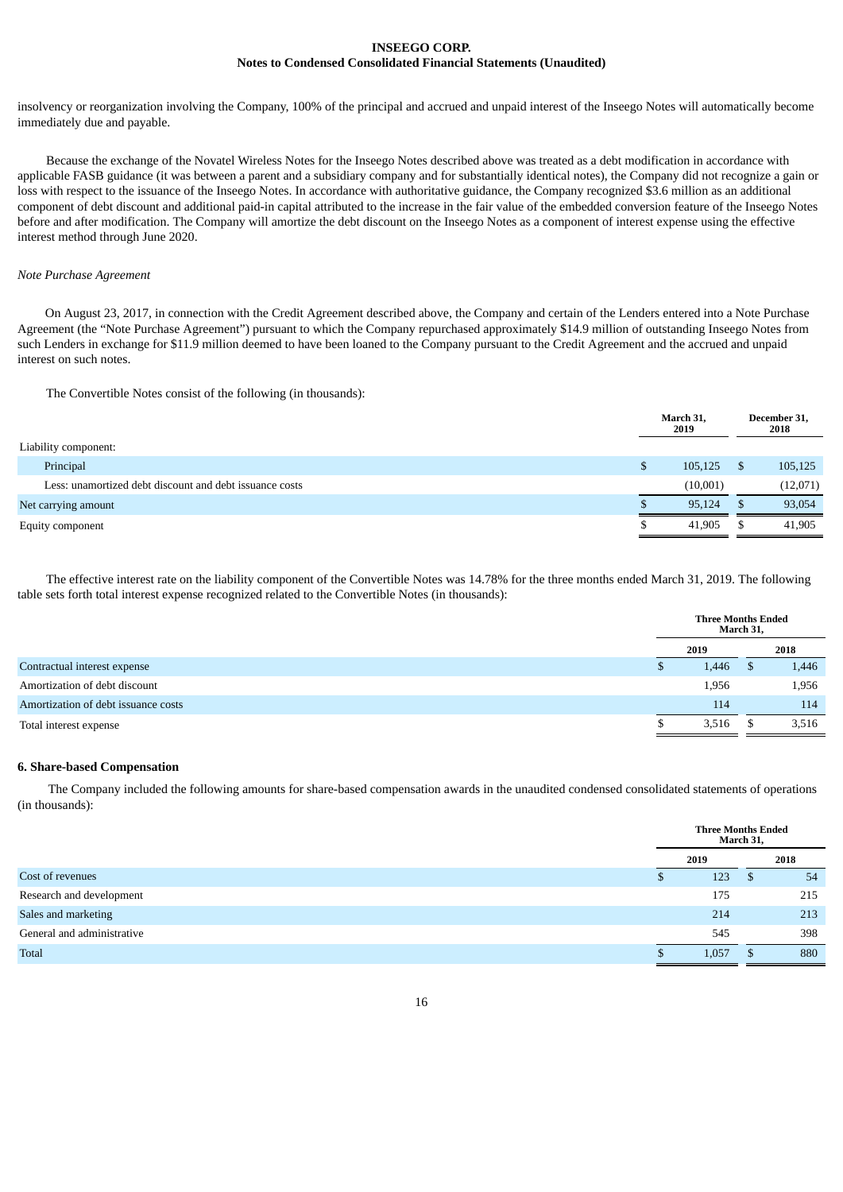insolvency or reorganization involving the Company, 100% of the principal and accrued and unpaid interest of the Inseego Notes will automatically become immediately due and payable.

Because the exchange of the Novatel Wireless Notes for the Inseego Notes described above was treated as a debt modification in accordance with applicable FASB guidance (it was between a parent and a subsidiary company and for substantially identical notes), the Company did not recognize a gain or loss with respect to the issuance of the Inseego Notes. In accordance with authoritative guidance, the Company recognized $3.6 million as an additional component of debt discount and additional paid-in capital attributed to the increase in the fair value of the embedded conversion feature of the Inseego Notes before and after modification. The Company will amortize the debt discount on the Inseego Notes as a component of interest expense using the effective interest method through June 2020.

*Note Purchase Agreement*

On August 23, 2017, in connection with the Credit Agreement described above, the Company and certain of the Lenders entered into a Note Purchase Agreement (the "Note Purchase Agreement") pursuant to which the Company repurchased approximately $14.9 million of outstanding Inseego Notes from such Lenders in exchange for $11.9 million deemed to have been loaned to the Company pursuant to the Credit Agreement and the accrued and unpaid interest on such notes.

The Convertible Notes consist of the following (in thousands):

| | March 31, 2019 | December 31, 2018 |
|---|---|---|
| Liability component: | | |
| Principal | $ 105,125 | $ 105,125 |
| Less: unamortized debt discount and debt issuance costs | (10,001) | (12,071) |
| Net carrying amount | $ 95,124 | $ 93,054 |
| Equity component | $ 41,905 | $ 41,905 |

The effective interest rate on the liability component of the Convertible Notes was 14.78% for the three months ended March 31, 2019. The following table sets forth total interest expense recognized related to the Convertible Notes (in thousands):

| | Three Months Ended March 31, | |
|---|---|---|
| | 2019 | 2018 |
| Contractual interest expense | $ 1,446 | $ 1,446 |
| Amortization of debt discount | 1,956 | 1,956 |
| Amortization of debt issuance costs | 114 | 114 |
| Total interest expense | $ 3,516 | $ 3,516 |

## 6. Share-based Compensation

The Company included the following amounts for share-based compensation awards in the unaudited condensed consolidated statements of operations (in thousands):

| | Three Months Ended March 31, | |
|---|---|---|
| | 2019 | 2018 |
| Cost of revenues | $ 123 | $ 54 |
| Research and development | 175 | 215 |
| Sales and marketing | 214 | 213 |
| General and administrative | 545 | 398 |
| Total | $ 1,057 | $ 880 |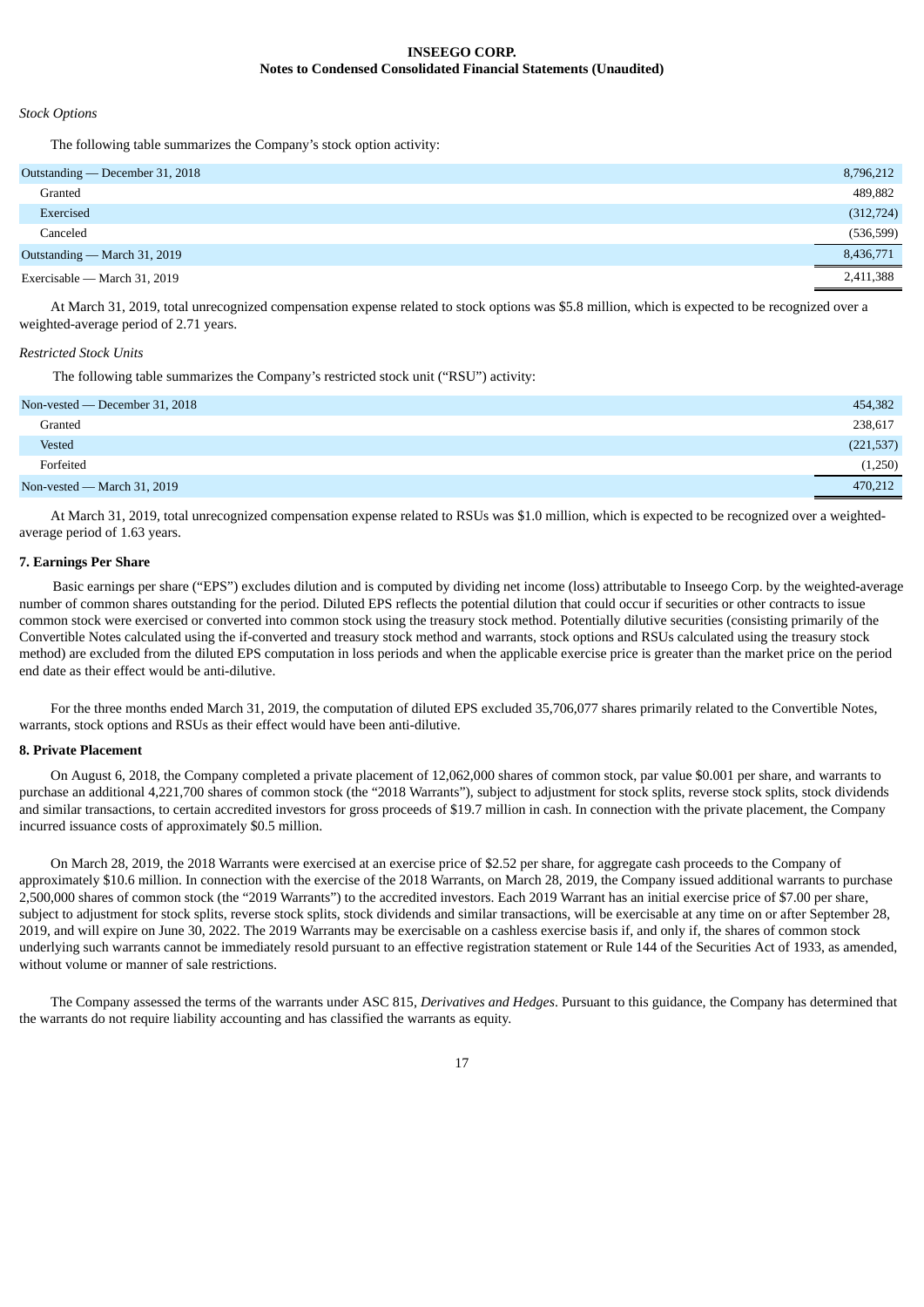*Stock Options*

The following table summarizes the Company's stock option activity:

| | |
|---|---|
| Outstanding — December 31, 2018 | 8,796,212 |
| Granted | 489,882 |
| Exercised | (312,724) |
| Canceled | (536,599) |
| Outstanding — March 31, 2019 | 8,436,771 |
| Exercisable — March 31, 2019 | 2,411,388 |

At March 31, 2019, total unrecognized compensation expense related to stock options was $5.8 million, which is expected to be recognized over a weighted-average period of 2.71 years.

*Restricted Stock Units*

The following table summarizes the Company's restricted stock unit ("RSU") activity:

| | |
|---|---|
| Non-vested — December 31, 2018 | 454,382 |
| Granted | 238,617 |
| Vested | (221,537) |
| Forfeited | (1,250) |
| Non-vested — March 31, 2019 | 470,212 |

At March 31, 2019, total unrecognized compensation expense related to RSUs was $1.0 million, which is expected to be recognized over a weighted-average period of 1.63 years.

**7. Earnings Per Share**

Basic earnings per share ("EPS") excludes dilution and is computed by dividing net income (loss) attributable to Inseego Corp. by the weighted-average number of common shares outstanding for the period. Diluted EPS reflects the potential dilution that could occur if securities or other contracts to issue common stock were exercised or converted into common stock using the treasury stock method. Potentially dilutive securities (consisting primarily of the Convertible Notes calculated using the if-converted and treasury stock method and warrants, stock options and RSUs calculated using the treasury stock method) are excluded from the diluted EPS computation in loss periods and when the applicable exercise price is greater than the market price on the period end date as their effect would be anti-dilutive.

For the three months ended March 31, 2019, the computation of diluted EPS excluded 35,706,077 shares primarily related to the Convertible Notes, warrants, stock options and RSUs as their effect would have been anti-dilutive.

**8. Private Placement**

On August 6, 2018, the Company completed a private placement of 12,062,000 shares of common stock, par value $0.001 per share, and warrants to purchase an additional 4,221,700 shares of common stock (the "2018 Warrants"), subject to adjustment for stock splits, reverse stock splits, stock dividends and similar transactions, to certain accredited investors for gross proceeds of $19.7 million in cash. In connection with the private placement, the Company incurred issuance costs of approximately $0.5 million.

On March 28, 2019, the 2018 Warrants were exercised at an exercise price of $2.52 per share, for aggregate cash proceeds to the Company of approximately $10.6 million. In connection with the exercise of the 2018 Warrants, on March 28, 2019, the Company issued additional warrants to purchase 2,500,000 shares of common stock (the "2019 Warrants") to the accredited investors. Each 2019 Warrant has an initial exercise price of $7.00 per share, subject to adjustment for stock splits, reverse stock splits, stock dividends and similar transactions, will be exercisable at any time on or after September 28, 2019, and will expire on June 30, 2022. The 2019 Warrants may be exercisable on a cashless exercise basis if, and only if, the shares of common stock underlying such warrants cannot be immediately resold pursuant to an effective registration statement or Rule 144 of the Securities Act of 1933, as amended, without volume or manner of sale restrictions.

The Company assessed the terms of the warrants under ASC 815, *Derivatives and Hedges*. Pursuant to this guidance, the Company has determined that the warrants do not require liability accounting and has classified the warrants as equity.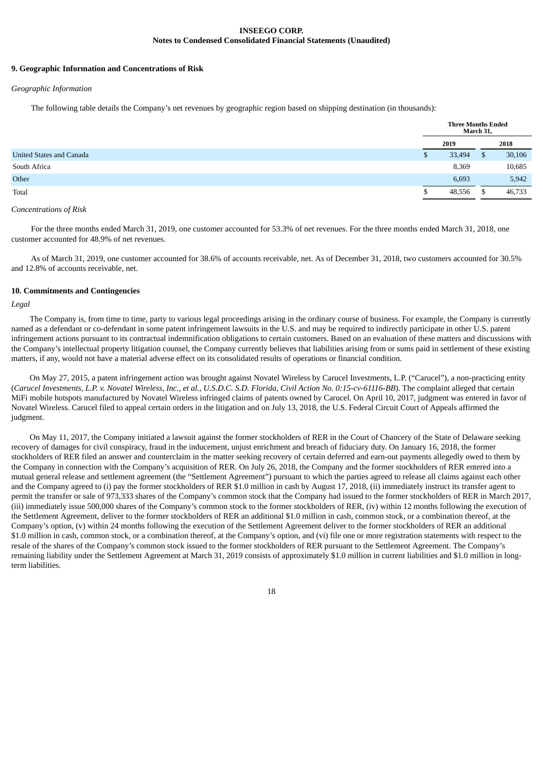## 9. Geographic Information and Concentrations of Risk

*Geographic Information*

The following table details the Company's net revenues by geographic region based on shipping destination (in thousands):

| | Three Months Ended March 31, | |
|---|---|---|
| | 2019 | 2018 |
| United States and Canada | $ 33,494 | $ 30,106 |
| South Africa | 8,369 | 10,685 |
| Other | 6,693 | 5,942 |
| Total | $ 48,556 | $ 46,733 |

*Concentrations of Risk*

For the three months ended March 31, 2019, one customer accounted for 53.3% of net revenues. For the three months ended March 31, 2018, one customer accounted for 48.9% of net revenues.

As of March 31, 2019, one customer accounted for 38.6% of accounts receivable, net. As of December 31, 2018, two customers accounted for 30.5% and 12.8% of accounts receivable, net.

## 10. Commitments and Contingencies

*Legal*

The Company is, from time to time, party to various legal proceedings arising in the ordinary course of business. For example, the Company is currently named as a defendant or co-defendant in some patent infringement lawsuits in the U.S. and may be required to indirectly participate in other U.S. patent infringement actions pursuant to its contractual indemnification obligations to certain customers. Based on an evaluation of these matters and discussions with the Company's intellectual property litigation counsel, the Company currently believes that liabilities arising from or sums paid in settlement of these existing matters, if any, would not have a material adverse effect on its consolidated results of operations or financial condition.

On May 27, 2015, a patent infringement action was brought against Novatel Wireless by Carucel Investments, L.P. ("Carucel"), a non-practicing entity (*Carucel Investments, L.P. v. Novatel Wireless, Inc., et al., U.S.D.C. S.D. Florida, Civil Action No. 0:15-cv-61116-BB*). The complaint alleged that certain MiFi mobile hotspots manufactured by Novatel Wireless infringed claims of patents owned by Carucel. On April 10, 2017, judgment was entered in favor of Novatel Wireless. Carucel filed to appeal certain orders in the litigation and on July 13, 2018, the U.S. Federal Circuit Court of Appeals affirmed the judgment.

On May 11, 2017, the Company initiated a lawsuit against the former stockholders of RER in the Court of Chancery of the State of Delaware seeking recovery of damages for civil conspiracy, fraud in the inducement, unjust enrichment and breach of fiduciary duty. On January 16, 2018, the former stockholders of RER filed an answer and counterclaim in the matter seeking recovery of certain deferred and earn-out payments allegedly owed to them by the Company in connection with the Company's acquisition of RER. On July 26, 2018, the Company and the former stockholders of RER entered into a mutual general release and settlement agreement (the "Settlement Agreement") pursuant to which the parties agreed to release all claims against each other and the Company agreed to (i) pay the former stockholders of RER $1.0 million in cash by August 17, 2018, (ii) immediately instruct its transfer agent to permit the transfer or sale of 973,333 shares of the Company's common stock that the Company had issued to the former stockholders of RER in March 2017, (iii) immediately issue 500,000 shares of the Company's common stock to the former stockholders of RER, (iv) within 12 months following the execution of the Settlement Agreement, deliver to the former stockholders of RER an additional $1.0 million in cash, common stock, or a combination thereof, at the Company's option, (v) within 24 months following the execution of the Settlement Agreement deliver to the former stockholders of RER an additional $1.0 million in cash, common stock, or a combination thereof, at the Company's option, and (vi) file one or more registration statements with respect to the resale of the shares of the Company's common stock issued to the former stockholders of RER pursuant to the Settlement Agreement. The Company's remaining liability under the Settlement Agreement at March 31, 2019 consists of approximately $1.0 million in current liabilities and $1.0 million in long-term liabilities.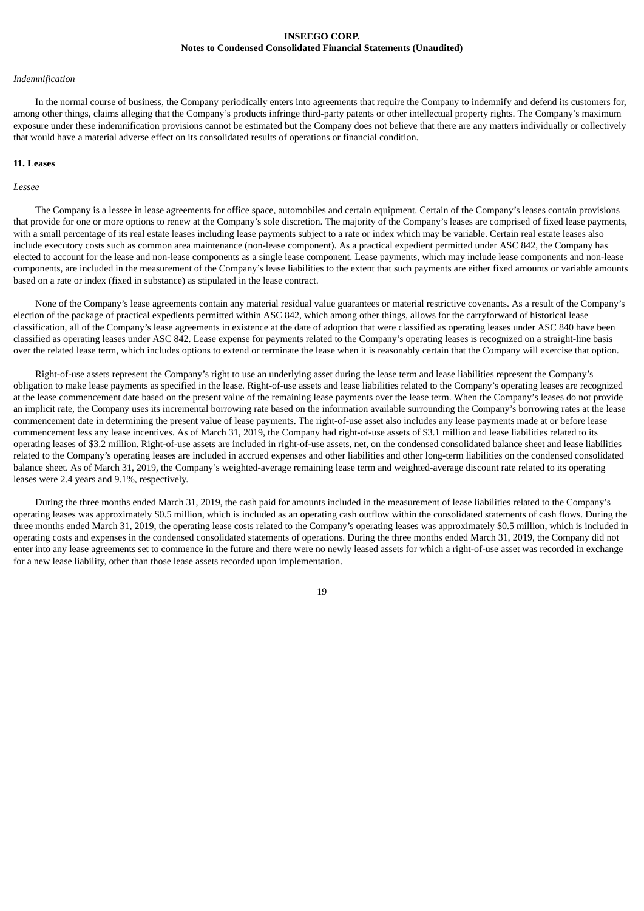*Indemnification*

In the normal course of business, the Company periodically enters into agreements that require the Company to indemnify and defend its customers for, among other things, claims alleging that the Company's products infringe third-party patents or other intellectual property rights. The Company's maximum exposure under these indemnification provisions cannot be estimated but the Company does not believe that there are any matters individually or collectively that would have a material adverse effect on its consolidated results of operations or financial condition.

**11. Leases**

*Lessee*

The Company is a lessee in lease agreements for office space, automobiles and certain equipment. Certain of the Company's leases contain provisions that provide for one or more options to renew at the Company's sole discretion. The majority of the Company's leases are comprised of fixed lease payments, with a small percentage of its real estate leases including lease payments subject to a rate or index which may be variable. Certain real estate leases also include executory costs such as common area maintenance (non-lease component). As a practical expedient permitted under ASC 842, the Company has elected to account for the lease and non-lease components as a single lease component. Lease payments, which may include lease components and non-lease components, are included in the measurement of the Company's lease liabilities to the extent that such payments are either fixed amounts or variable amounts based on a rate or index (fixed in substance) as stipulated in the lease contract.

None of the Company's lease agreements contain any material residual value guarantees or material restrictive covenants. As a result of the Company's election of the package of practical expedients permitted within ASC 842, which among other things, allows for the carryforward of historical lease classification, all of the Company's lease agreements in existence at the date of adoption that were classified as operating leases under ASC 840 have been classified as operating leases under ASC 842. Lease expense for payments related to the Company's operating leases is recognized on a straight-line basis over the related lease term, which includes options to extend or terminate the lease when it is reasonably certain that the Company will exercise that option.

Right-of-use assets represent the Company's right to use an underlying asset during the lease term and lease liabilities represent the Company's obligation to make lease payments as specified in the lease. Right-of-use assets and lease liabilities related to the Company's operating leases are recognized at the lease commencement date based on the present value of the remaining lease payments over the lease term. When the Company's leases do not provide an implicit rate, the Company uses its incremental borrowing rate based on the information available surrounding the Company's borrowing rates at the lease commencement date in determining the present value of lease payments. The right-of-use asset also includes any lease payments made at or before lease commencement less any lease incentives. As of March 31, 2019, the Company had right-of-use assets of $3.1 million and lease liabilities related to its operating leases of $3.2 million. Right-of-use assets are included in right-of-use assets, net, on the condensed consolidated balance sheet and lease liabilities related to the Company's operating leases are included in accrued expenses and other liabilities and other long-term liabilities on the condensed consolidated balance sheet. As of March 31, 2019, the Company's weighted-average remaining lease term and weighted-average discount rate related to its operating leases were 2.4 years and 9.1%, respectively.

During the three months ended March 31, 2019, the cash paid for amounts included in the measurement of lease liabilities related to the Company's operating leases was approximately $0.5 million, which is included as an operating cash outflow within the consolidated statements of cash flows. During the three months ended March 31, 2019, the operating lease costs related to the Company's operating leases was approximately $0.5 million, which is included in operating costs and expenses in the condensed consolidated statements of operations. During the three months ended March 31, 2019, the Company did not enter into any lease agreements set to commence in the future and there were no newly leased assets for which a right-of-use asset was recorded in exchange for a new lease liability, other than those lease assets recorded upon implementation.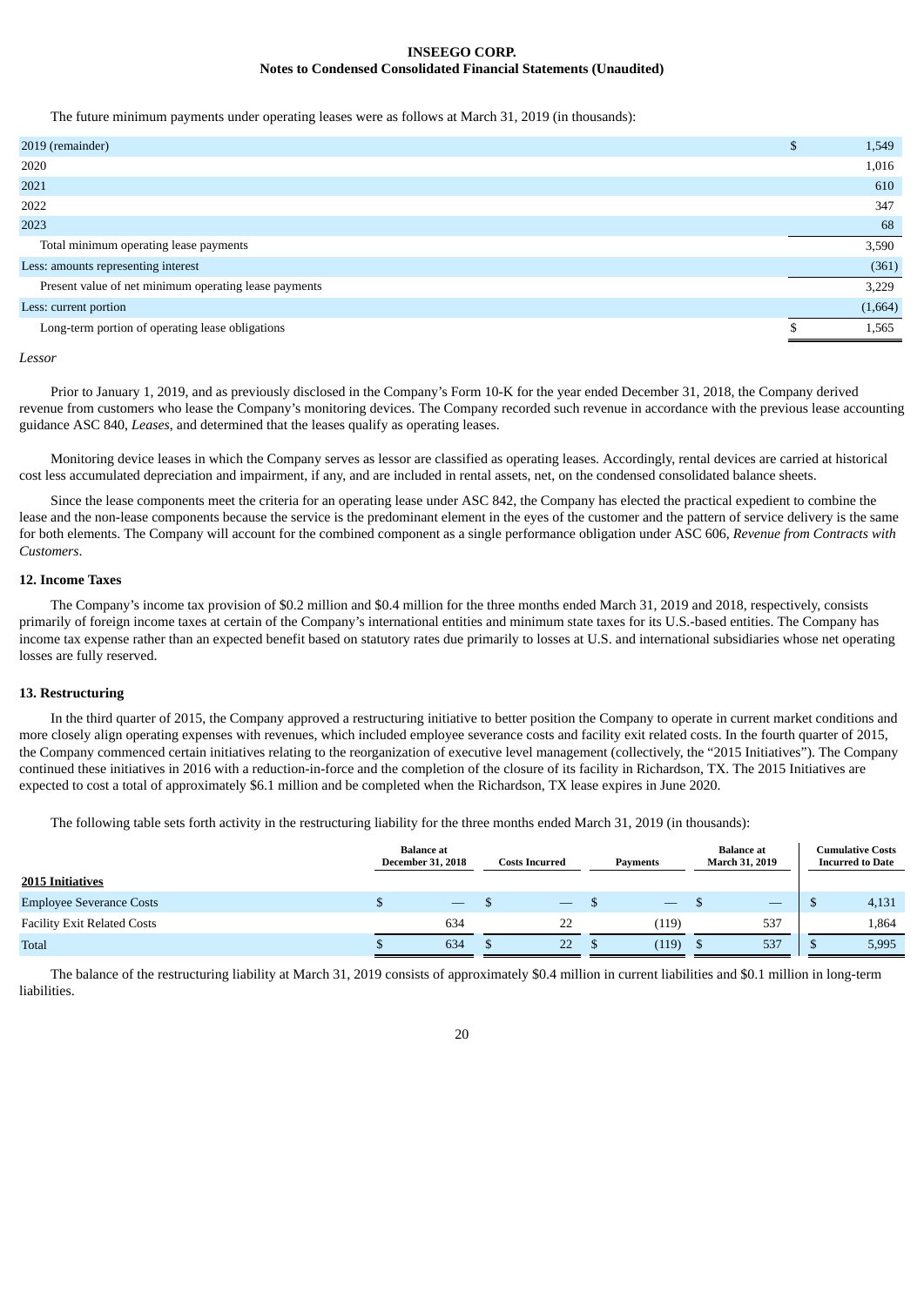The future minimum payments under operating leases were as follows at March 31, 2019 (in thousands):

| | |
|---|---|
| 2019 (remainder) | $ 1,549 |
| 2020 | 1,016 |
| 2021 | 610 |
| 2022 | 347 |
| 2023 | 68 |
| Total minimum operating lease payments | 3,590 |
| Less: amounts representing interest | (361) |
| Present value of net minimum operating lease payments | 3,229 |
| Less: current portion | (1,664) |
| Long-term portion of operating lease obligations | $ 1,565 |

*Lessor*

Prior to January 1, 2019, and as previously disclosed in the Company's Form 10-K for the year ended December 31, 2018, the Company derived revenue from customers who lease the Company's monitoring devices. The Company recorded such revenue in accordance with the previous lease accounting guidance ASC 840, *Leases*, and determined that the leases qualify as operating leases.

Monitoring device leases in which the Company serves as lessor are classified as operating leases. Accordingly, rental devices are carried at historical cost less accumulated depreciation and impairment, if any, and are included in rental assets, net, on the condensed consolidated balance sheets.

Since the lease components meet the criteria for an operating lease under ASC 842, the Company has elected the practical expedient to combine the lease and the non-lease components because the service is the predominant element in the eyes of the customer and the pattern of service delivery is the same for both elements. The Company will account for the combined component as a single performance obligation under ASC 606, *Revenue from Contracts with Customers*.

## 12. Income Taxes

The Company's income tax provision of $0.2 million and $0.4 million for the three months ended March 31, 2019 and 2018, respectively, consists primarily of foreign income taxes at certain of the Company's international entities and minimum state taxes for its U.S.-based entities. The Company has income tax expense rather than an expected benefit based on statutory rates due primarily to losses at U.S. and international subsidiaries whose net operating losses are fully reserved.

## 13. Restructuring

In the third quarter of 2015, the Company approved a restructuring initiative to better position the Company to operate in current market conditions and more closely align operating expenses with revenues, which included employee severance costs and facility exit related costs. In the fourth quarter of 2015, the Company commenced certain initiatives relating to the reorganization of executive level management (collectively, the "2015 Initiatives"). The Company continued these initiatives in 2016 with a reduction-in-force and the completion of the closure of its facility in Richardson, TX. The 2015 Initiatives are expected to cost a total of approximately $6.1 million and be completed when the Richardson, TX lease expires in June 2020.

The following table sets forth activity in the restructuring liability for the three months ended March 31, 2019 (in thousands):

| | Balance at December 31, 2018 | Costs Incurred | Payments | Balance at March 31, 2019 | Cumulative Costs Incurred to Date |
|---|---|---|---|---|---|
| **2015 Initiatives** | | | | | |
| Employee Severance Costs | $ — | $ — | $ — | $ — | $ 4,131 |
| Facility Exit Related Costs | 634 | 22 | (119) | 537 | 1,864 |
| Total | $ 634 | $ 22 | $ (119) | $ 537 | $ 5,995 |

The balance of the restructuring liability at March 31, 2019 consists of approximately $0.4 million in current liabilities and $0.1 million in long-term liabilities.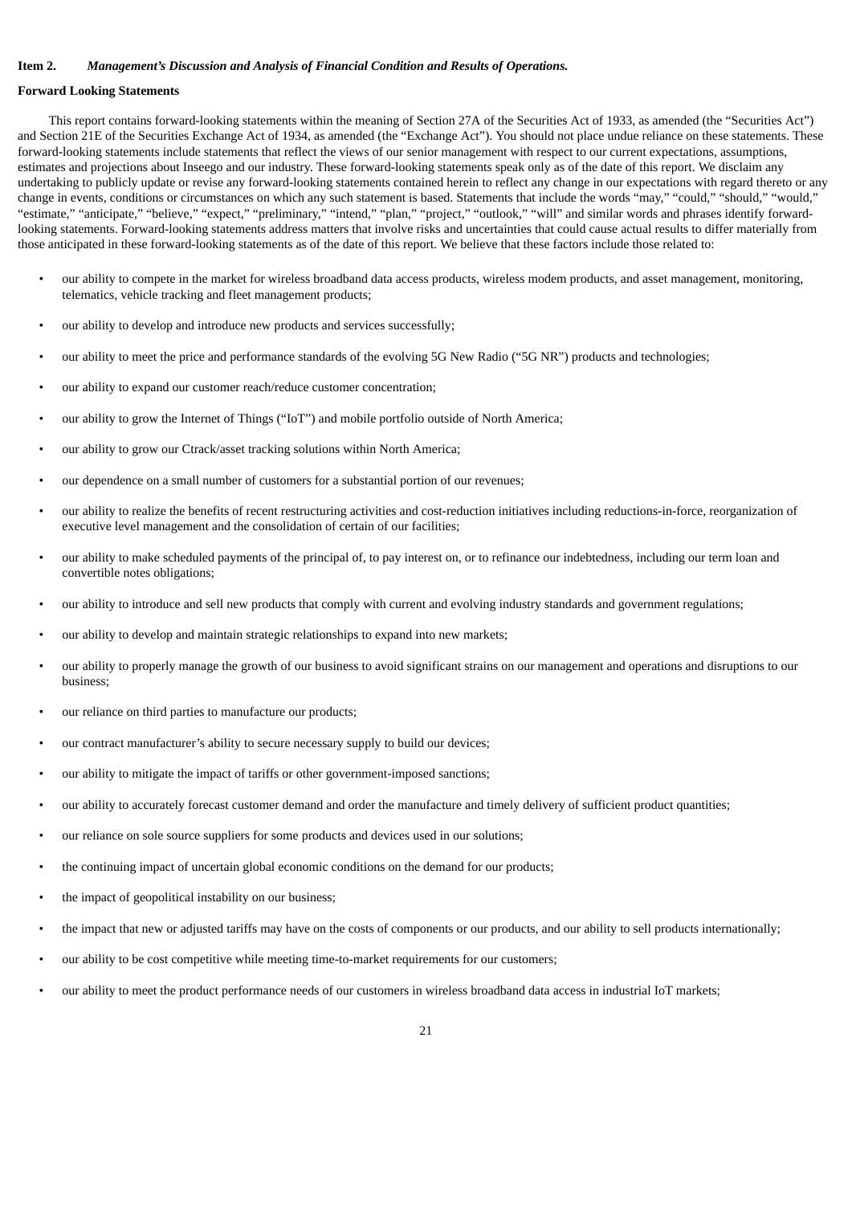**Item 2.** ***Management's Discussion and Analysis of Financial Condition and Results of Operations.***

**Forward Looking Statements**

This report contains forward-looking statements within the meaning of Section 27A of the Securities Act of 1933, as amended (the "Securities Act") and Section 21E of the Securities Exchange Act of 1934, as amended (the "Exchange Act"). You should not place undue reliance on these statements. These forward-looking statements include statements that reflect the views of our senior management with respect to our current expectations, assumptions, estimates and projections about Inseego and our industry. These forward-looking statements speak only as of the date of this report. We disclaim any undertaking to publicly update or revise any forward-looking statements contained herein to reflect any change in our expectations with regard thereto or any change in events, conditions or circumstances on which any such statement is based. Statements that include the words "may," "could," "should," "would," "estimate," "anticipate," "believe," "expect," "preliminary," "intend," "plan," "project," "outlook," "will" and similar words and phrases identify forward-looking statements. Forward-looking statements address matters that involve risks and uncertainties that could cause actual results to differ materially from those anticipated in these forward-looking statements as of the date of this report. We believe that these factors include those related to:

- our ability to compete in the market for wireless broadband data access products, wireless modem products, and asset management, monitoring, telematics, vehicle tracking and fleet management products;
- our ability to develop and introduce new products and services successfully;
- our ability to meet the price and performance standards of the evolving 5G New Radio ("5G NR") products and technologies;
- our ability to expand our customer reach/reduce customer concentration;
- our ability to grow the Internet of Things ("IoT") and mobile portfolio outside of North America;
- our ability to grow our Ctrack/asset tracking solutions within North America;
- our dependence on a small number of customers for a substantial portion of our revenues;
- our ability to realize the benefits of recent restructuring activities and cost-reduction initiatives including reductions-in-force, reorganization of executive level management and the consolidation of certain of our facilities;
- our ability to make scheduled payments of the principal of, to pay interest on, or to refinance our indebtedness, including our term loan and convertible notes obligations;
- our ability to introduce and sell new products that comply with current and evolving industry standards and government regulations;
- our ability to develop and maintain strategic relationships to expand into new markets;
- our ability to properly manage the growth of our business to avoid significant strains on our management and operations and disruptions to our business;
- our reliance on third parties to manufacture our products;
- our contract manufacturer's ability to secure necessary supply to build our devices;
- our ability to mitigate the impact of tariffs or other government-imposed sanctions;
- our ability to accurately forecast customer demand and order the manufacture and timely delivery of sufficient product quantities;
- our reliance on sole source suppliers for some products and devices used in our solutions;
- the continuing impact of uncertain global economic conditions on the demand for our products;
- the impact of geopolitical instability on our business;
- the impact that new or adjusted tariffs may have on the costs of components or our products, and our ability to sell products internationally;
- our ability to be cost competitive while meeting time-to-market requirements for our customers;
- our ability to meet the product performance needs of our customers in wireless broadband data access in industrial IoT markets;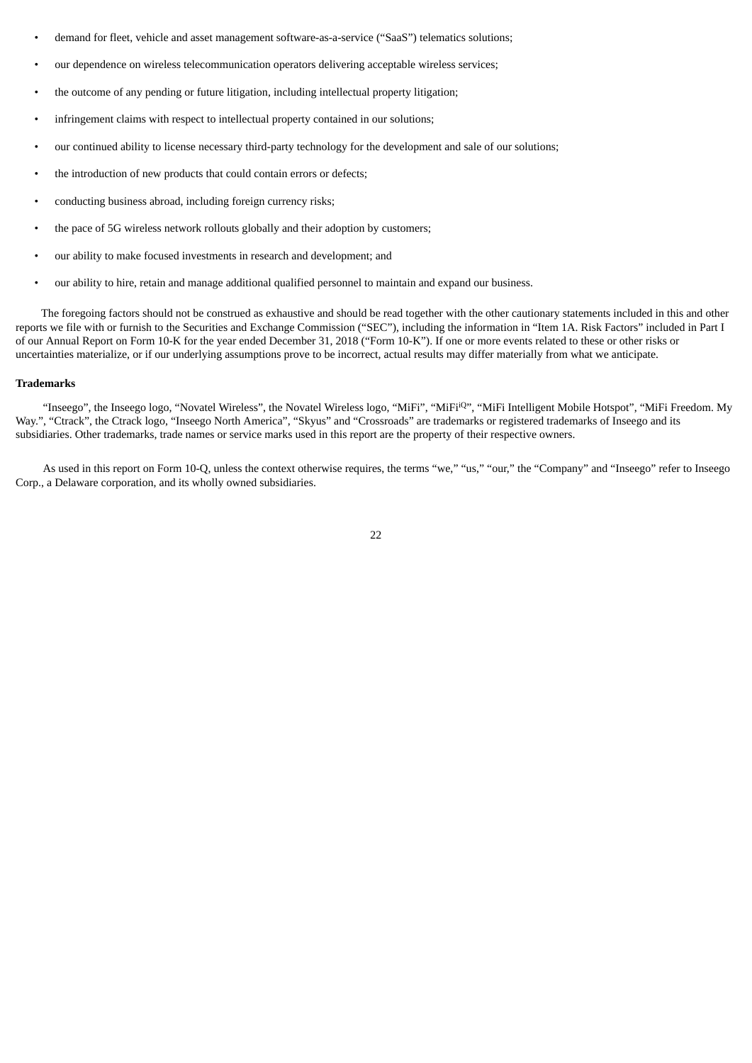- demand for fleet, vehicle and asset management software-as-a-service (“SaaS”) telematics solutions;
- our dependence on wireless telecommunication operators delivering acceptable wireless services;
- the outcome of any pending or future litigation, including intellectual property litigation;
- infringement claims with respect to intellectual property contained in our solutions;
- our continued ability to license necessary third-party technology for the development and sale of our solutions;
- the introduction of new products that could contain errors or defects;
- conducting business abroad, including foreign currency risks;
- the pace of 5G wireless network rollouts globally and their adoption by customers;
- our ability to make focused investments in research and development; and
- our ability to hire, retain and manage additional qualified personnel to maintain and expand our business.

The foregoing factors should not be construed as exhaustive and should be read together with the other cautionary statements included in this and other reports we file with or furnish to the Securities and Exchange Commission (“SEC”), including the information in “Item 1A. Risk Factors” included in Part I of our Annual Report on Form 10-K for the year ended December 31, 2018 (“Form 10-K”). If one or more events related to these or other risks or uncertainties materialize, or if our underlying assumptions prove to be incorrect, actual results may differ materially from what we anticipate.

**Trademarks**

“Inseego”, the Inseego logo, “Novatel Wireless”, the Novatel Wireless logo, “MiFi”, “MiFi$^{iQ}$”, “MiFi Intelligent Mobile Hotspot”, “MiFi Freedom. My Way.”, “Ctrack”, the Ctrack logo, “Inseego North America”, “Skyus” and “Crossroads” are trademarks or registered trademarks of Inseego and its subsidiaries. Other trademarks, trade names or service marks used in this report are the property of their respective owners.

As used in this report on Form 10-Q, unless the context otherwise requires, the terms “we,” “us,” “our,” the “Company” and “Inseego” refer to Inseego Corp., a Delaware corporation, and its wholly owned subsidiaries.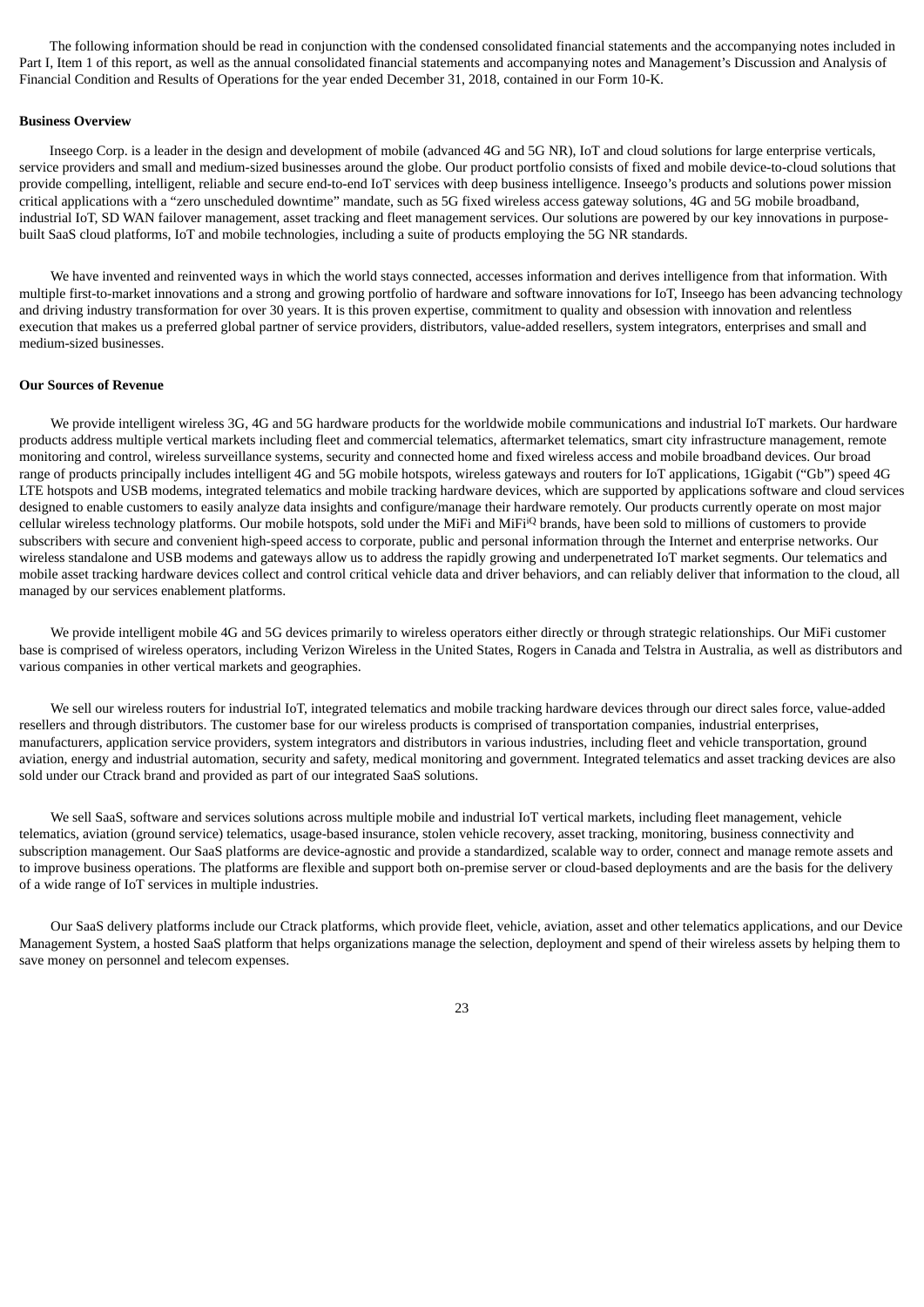The following information should be read in conjunction with the condensed consolidated financial statements and the accompanying notes included in Part I, Item 1 of this report, as well as the annual consolidated financial statements and accompanying notes and Management's Discussion and Analysis of Financial Condition and Results of Operations for the year ended December 31, 2018, contained in our Form 10-K.

**Business Overview**

Inseego Corp. is a leader in the design and development of mobile (advanced 4G and 5G NR), IoT and cloud solutions for large enterprise verticals, service providers and small and medium-sized businesses around the globe. Our product portfolio consists of fixed and mobile device-to-cloud solutions that provide compelling, intelligent, reliable and secure end-to-end IoT services with deep business intelligence. Inseego's products and solutions power mission critical applications with a "zero unscheduled downtime" mandate, such as 5G fixed wireless access gateway solutions, 4G and 5G mobile broadband, industrial IoT, SD WAN failover management, asset tracking and fleet management services. Our solutions are powered by our key innovations in purpose-built SaaS cloud platforms, IoT and mobile technologies, including a suite of products employing the 5G NR standards.

We have invented and reinvented ways in which the world stays connected, accesses information and derives intelligence from that information. With multiple first-to-market innovations and a strong and growing portfolio of hardware and software innovations for IoT, Inseego has been advancing technology and driving industry transformation for over 30 years. It is this proven expertise, commitment to quality and obsession with innovation and relentless execution that makes us a preferred global partner of service providers, distributors, value-added resellers, system integrators, enterprises and small and medium-sized businesses.

**Our Sources of Revenue**

We provide intelligent wireless 3G, 4G and 5G hardware products for the worldwide mobile communications and industrial IoT markets. Our hardware products address multiple vertical markets including fleet and commercial telematics, aftermarket telematics, smart city infrastructure management, remote monitoring and control, wireless surveillance systems, security and connected home and fixed wireless access and mobile broadband devices. Our broad range of products principally includes intelligent 4G and 5G mobile hotspots, wireless gateways and routers for IoT applications, 1Gigabit ("Gb") speed 4G LTE hotspots and USB modems, integrated telematics and mobile tracking hardware devices, which are supported by applications software and cloud services designed to enable customers to easily analyze data insights and configure/manage their hardware remotely. Our products currently operate on most major cellular wireless technology platforms. Our mobile hotspots, sold under the MiFi and MiFi[iQ] brands, have been sold to millions of customers to provide subscribers with secure and convenient high-speed access to corporate, public and personal information through the Internet and enterprise networks. Our wireless standalone and USB modems and gateways allow us to address the rapidly growing and underpenetrated IoT market segments. Our telematics and mobile asset tracking hardware devices collect and control critical vehicle data and driver behaviors, and can reliably deliver that information to the cloud, all managed by our services enablement platforms.

We provide intelligent mobile 4G and 5G devices primarily to wireless operators either directly or through strategic relationships. Our MiFi customer base is comprised of wireless operators, including Verizon Wireless in the United States, Rogers in Canada and Telstra in Australia, as well as distributors and various companies in other vertical markets and geographies.

We sell our wireless routers for industrial IoT, integrated telematics and mobile tracking hardware devices through our direct sales force, value-added resellers and through distributors. The customer base for our wireless products is comprised of transportation companies, industrial enterprises, manufacturers, application service providers, system integrators and distributors in various industries, including fleet and vehicle transportation, ground aviation, energy and industrial automation, security and safety, medical monitoring and government. Integrated telematics and asset tracking devices are also sold under our Ctrack brand and provided as part of our integrated SaaS solutions.

We sell SaaS, software and services solutions across multiple mobile and industrial IoT vertical markets, including fleet management, vehicle telematics, aviation (ground service) telematics, usage-based insurance, stolen vehicle recovery, asset tracking, monitoring, business connectivity and subscription management. Our SaaS platforms are device-agnostic and provide a standardized, scalable way to order, connect and manage remote assets and to improve business operations. The platforms are flexible and support both on-premise server or cloud-based deployments and are the basis for the delivery of a wide range of IoT services in multiple industries.

Our SaaS delivery platforms include our Ctrack platforms, which provide fleet, vehicle, aviation, asset and other telematics applications, and our Device Management System, a hosted SaaS platform that helps organizations manage the selection, deployment and spend of their wireless assets by helping them to save money on personnel and telecom expenses.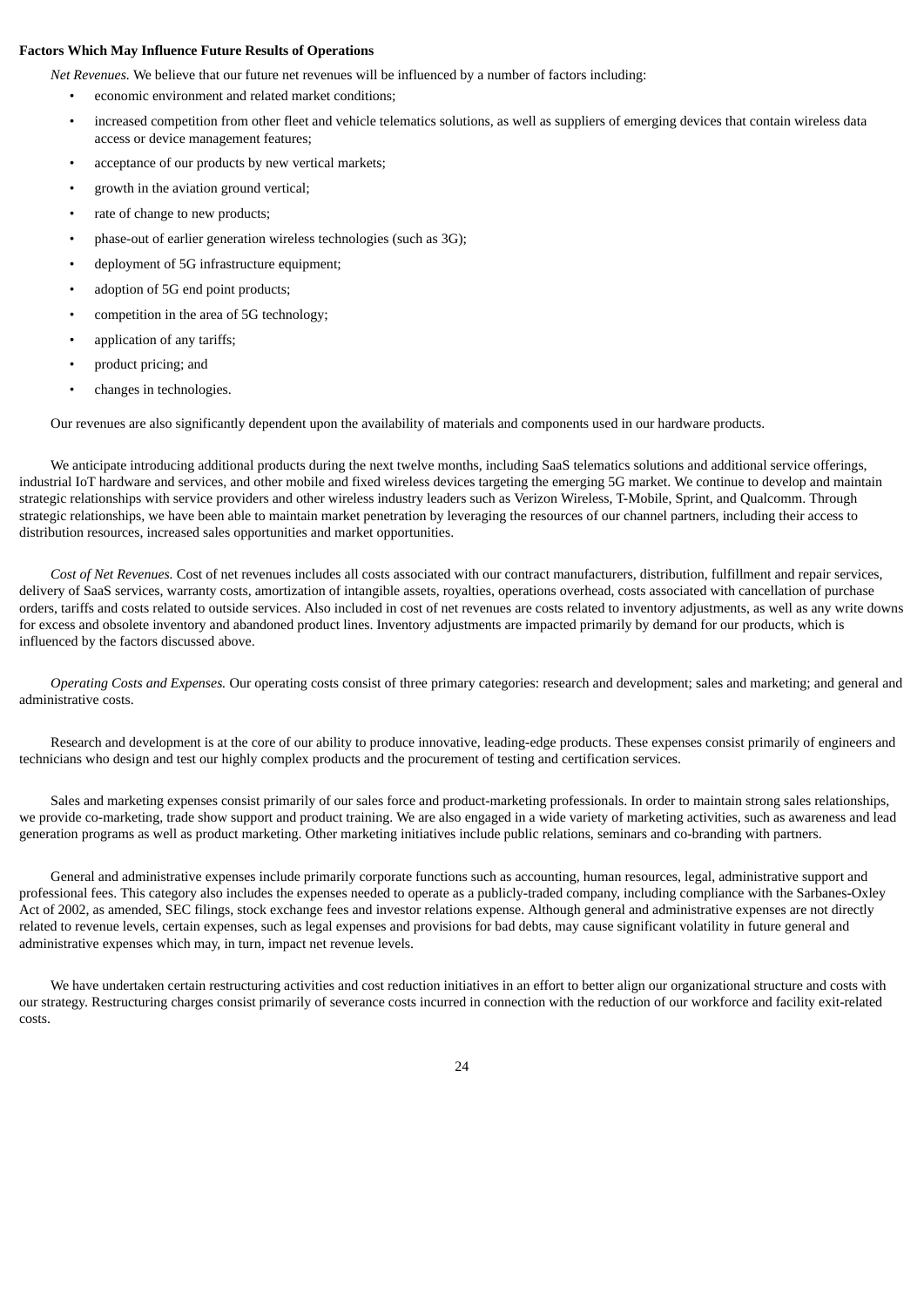**Factors Which May Influence Future Results of Operations**

*Net Revenues.* We believe that our future net revenues will be influenced by a number of factors including:

- economic environment and related market conditions;
- increased competition from other fleet and vehicle telematics solutions, as well as suppliers of emerging devices that contain wireless data access or device management features;
- acceptance of our products by new vertical markets;
- growth in the aviation ground vertical;
- rate of change to new products;
- phase-out of earlier generation wireless technologies (such as 3G);
- deployment of 5G infrastructure equipment;
- adoption of 5G end point products;
- competition in the area of 5G technology;
- application of any tariffs;
- product pricing; and
- changes in technologies.

Our revenues are also significantly dependent upon the availability of materials and components used in our hardware products.

We anticipate introducing additional products during the next twelve months, including SaaS telematics solutions and additional service offerings, industrial IoT hardware and services, and other mobile and fixed wireless devices targeting the emerging 5G market. We continue to develop and maintain strategic relationships with service providers and other wireless industry leaders such as Verizon Wireless, T-Mobile, Sprint, and Qualcomm. Through strategic relationships, we have been able to maintain market penetration by leveraging the resources of our channel partners, including their access to distribution resources, increased sales opportunities and market opportunities.

*Cost of Net Revenues.* Cost of net revenues includes all costs associated with our contract manufacturers, distribution, fulfillment and repair services, delivery of SaaS services, warranty costs, amortization of intangible assets, royalties, operations overhead, costs associated with cancellation of purchase orders, tariffs and costs related to outside services. Also included in cost of net revenues are costs related to inventory adjustments, as well as any write downs for excess and obsolete inventory and abandoned product lines. Inventory adjustments are impacted primarily by demand for our products, which is influenced by the factors discussed above.

*Operating Costs and Expenses.* Our operating costs consist of three primary categories: research and development; sales and marketing; and general and administrative costs.

Research and development is at the core of our ability to produce innovative, leading-edge products. These expenses consist primarily of engineers and technicians who design and test our highly complex products and the procurement of testing and certification services.

Sales and marketing expenses consist primarily of our sales force and product-marketing professionals. In order to maintain strong sales relationships, we provide co-marketing, trade show support and product training. We are also engaged in a wide variety of marketing activities, such as awareness and lead generation programs as well as product marketing. Other marketing initiatives include public relations, seminars and co-branding with partners.

General and administrative expenses include primarily corporate functions such as accounting, human resources, legal, administrative support and professional fees. This category also includes the expenses needed to operate as a publicly-traded company, including compliance with the Sarbanes-Oxley Act of 2002, as amended, SEC filings, stock exchange fees and investor relations expense. Although general and administrative expenses are not directly related to revenue levels, certain expenses, such as legal expenses and provisions for bad debts, may cause significant volatility in future general and administrative expenses which may, in turn, impact net revenue levels.

We have undertaken certain restructuring activities and cost reduction initiatives in an effort to better align our organizational structure and costs with our strategy. Restructuring charges consist primarily of severance costs incurred in connection with the reduction of our workforce and facility exit-related costs.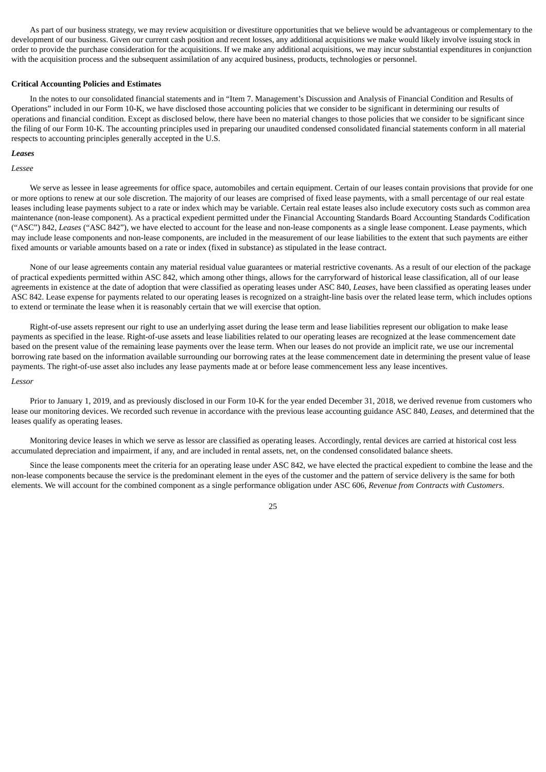As part of our business strategy, we may review acquisition or divestiture opportunities that we believe would be advantageous or complementary to the development of our business. Given our current cash position and recent losses, any additional acquisitions we make would likely involve issuing stock in order to provide the purchase consideration for the acquisitions. If we make any additional acquisitions, we may incur substantial expenditures in conjunction with the acquisition process and the subsequent assimilation of any acquired business, products, technologies or personnel.

**Critical Accounting Policies and Estimates**

In the notes to our consolidated financial statements and in "Item 7. Management's Discussion and Analysis of Financial Condition and Results of Operations" included in our Form 10-K, we have disclosed those accounting policies that we consider to be significant in determining our results of operations and financial condition. Except as disclosed below, there have been no material changes to those policies that we consider to be significant since the filing of our Form 10-K. The accounting principles used in preparing our unaudited condensed consolidated financial statements conform in all material respects to accounting principles generally accepted in the U.S.

***Leases***

*Lessee*

We serve as lessee in lease agreements for office space, automobiles and certain equipment. Certain of our leases contain provisions that provide for one or more options to renew at our sole discretion. The majority of our leases are comprised of fixed lease payments, with a small percentage of our real estate leases including lease payments subject to a rate or index which may be variable. Certain real estate leases also include executory costs such as common area maintenance (non-lease component). As a practical expedient permitted under the Financial Accounting Standards Board Accounting Standards Codification ("ASC") 842, *Leases* ("ASC 842"), we have elected to account for the lease and non-lease components as a single lease component. Lease payments, which may include lease components and non-lease components, are included in the measurement of our lease liabilities to the extent that such payments are either fixed amounts or variable amounts based on a rate or index (fixed in substance) as stipulated in the lease contract.

None of our lease agreements contain any material residual value guarantees or material restrictive covenants. As a result of our election of the package of practical expedients permitted within ASC 842, which among other things, allows for the carryforward of historical lease classification, all of our lease agreements in existence at the date of adoption that were classified as operating leases under ASC 840, *Leases*, have been classified as operating leases under ASC 842. Lease expense for payments related to our operating leases is recognized on a straight-line basis over the related lease term, which includes options to extend or terminate the lease when it is reasonably certain that we will exercise that option.

Right-of-use assets represent our right to use an underlying asset during the lease term and lease liabilities represent our obligation to make lease payments as specified in the lease. Right-of-use assets and lease liabilities related to our operating leases are recognized at the lease commencement date based on the present value of the remaining lease payments over the lease term. When our leases do not provide an implicit rate, we use our incremental borrowing rate based on the information available surrounding our borrowing rates at the lease commencement date in determining the present value of lease payments. The right-of-use asset also includes any lease payments made at or before lease commencement less any lease incentives.

*Lessor*

Prior to January 1, 2019, and as previously disclosed in our Form 10-K for the year ended December 31, 2018, we derived revenue from customers who lease our monitoring devices. We recorded such revenue in accordance with the previous lease accounting guidance ASC 840, *Leases*, and determined that the leases qualify as operating leases.

Monitoring device leases in which we serve as lessor are classified as operating leases. Accordingly, rental devices are carried at historical cost less accumulated depreciation and impairment, if any, and are included in rental assets, net, on the condensed consolidated balance sheets.

Since the lease components meet the criteria for an operating lease under ASC 842, we have elected the practical expedient to combine the lease and the non-lease components because the service is the predominant element in the eyes of the customer and the pattern of service delivery is the same for both elements. We will account for the combined component as a single performance obligation under ASC 606, *Revenue from Contracts with Customers*.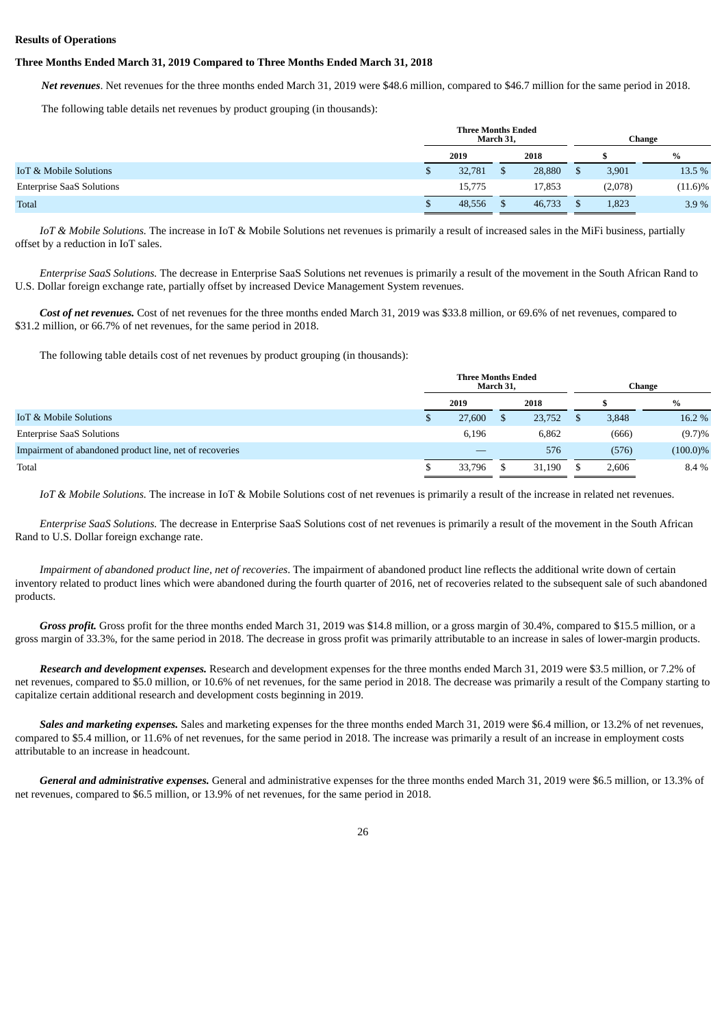**Results of Operations**

**Three Months Ended March 31, 2019 Compared to Three Months Ended March 31, 2018**

***Net revenues***. Net revenues for the three months ended March 31, 2019 were $48.6 million, compared to $46.7 million for the same period in 2018.

The following table details net revenues by product grouping (in thousands):

| | Three Months Ended March 31, | | Change | |
|---|---|---|---|---|
| | 2019 | 2018 | $ | % |
| IoT & Mobile Solutions | $ 32,781 | $ 28,880 | $ 3,901 | 13.5 % |
| Enterprise SaaS Solutions | 15,775 | 17,853 | (2,078) | (11.6)% |
| Total | $ 48,556 | $ 46,733 | $ 1,823 | 3.9 % |

*IoT & Mobile Solutions.* The increase in IoT & Mobile Solutions net revenues is primarily a result of increased sales in the MiFi business, partially offset by a reduction in IoT sales.

*Enterprise SaaS Solutions.* The decrease in Enterprise SaaS Solutions net revenues is primarily a result of the movement in the South African Rand to U.S. Dollar foreign exchange rate, partially offset by increased Device Management System revenues.

***Cost of net revenues.*** Cost of net revenues for the three months ended March 31, 2019 was $33.8 million, or 69.6% of net revenues, compared to $31.2 million, or 66.7% of net revenues, for the same period in 2018.

The following table details cost of net revenues by product grouping (in thousands):

| | Three Months Ended March 31, | | Change | |
|---|---|---|---|---|
| | 2019 | 2018 | $ | % |
| IoT & Mobile Solutions | $ 27,600 | $ 23,752 | $ 3,848 | 16.2 % |
| Enterprise SaaS Solutions | 6,196 | 6,862 | (666) | (9.7)% |
| Impairment of abandoned product line, net of recoveries | — | 576 | (576) | (100.0)% |
| Total | $ 33,796 | $ 31,190 | $ 2,606 | 8.4 % |

*IoT & Mobile Solutions.* The increase in IoT & Mobile Solutions cost of net revenues is primarily a result of the increase in related net revenues.

*Enterprise SaaS Solutions.* The decrease in Enterprise SaaS Solutions cost of net revenues is primarily a result of the movement in the South African Rand to U.S. Dollar foreign exchange rate.

*Impairment of abandoned product line, net of recoveries*. The impairment of abandoned product line reflects the additional write down of certain inventory related to product lines which were abandoned during the fourth quarter of 2016, net of recoveries related to the subsequent sale of such abandoned products.

***Gross profit.*** Gross profit for the three months ended March 31, 2019 was $14.8 million, or a gross margin of 30.4%, compared to $15.5 million, or a gross margin of 33.3%, for the same period in 2018. The decrease in gross profit was primarily attributable to an increase in sales of lower-margin products.

***Research and development expenses.*** Research and development expenses for the three months ended March 31, 2019 were $3.5 million, or 7.2% of net revenues, compared to $5.0 million, or 10.6% of net revenues, for the same period in 2018. The decrease was primarily a result of the Company starting to capitalize certain additional research and development costs beginning in 2019.

***Sales and marketing expenses.*** Sales and marketing expenses for the three months ended March 31, 2019 were $6.4 million, or 13.2% of net revenues, compared to $5.4 million, or 11.6% of net revenues, for the same period in 2018. The increase was primarily a result of an increase in employment costs attributable to an increase in headcount.

***General and administrative expenses.*** General and administrative expenses for the three months ended March 31, 2019 were $6.5 million, or 13.3% of net revenues, compared to $6.5 million, or 13.9% of net revenues, for the same period in 2018.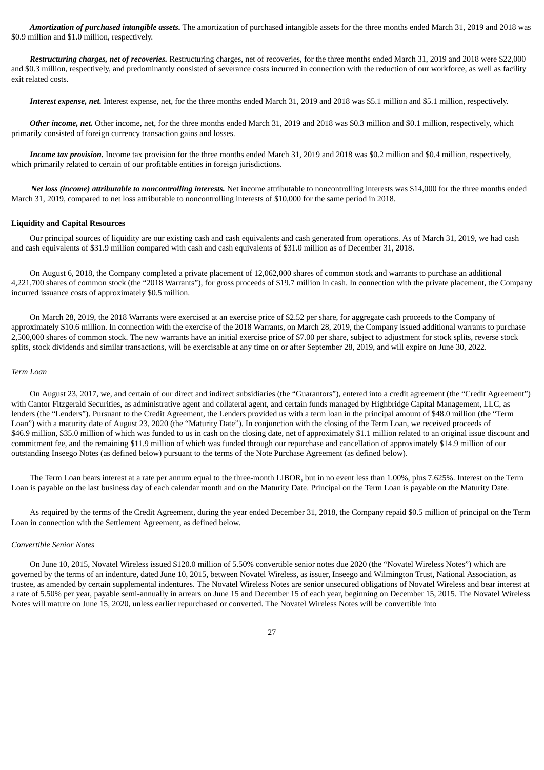***Amortization of purchased intangible assets.*** The amortization of purchased intangible assets for the three months ended March 31, 2019 and 2018 was $0.9 million and $1.0 million, respectively.

***Restructuring charges, net of recoveries.*** Restructuring charges, net of recoveries, for the three months ended March 31, 2019 and 2018 were $22,000 and $0.3 million, respectively, and predominantly consisted of severance costs incurred in connection with the reduction of our workforce, as well as facility exit related costs.

***Interest expense, net.*** Interest expense, net, for the three months ended March 31, 2019 and 2018 was $5.1 million and $5.1 million, respectively.

***Other income, net.*** Other income, net, for the three months ended March 31, 2019 and 2018 was $0.3 million and $0.1 million, respectively, which primarily consisted of foreign currency transaction gains and losses.

***Income tax provision.*** Income tax provision for the three months ended March 31, 2019 and 2018 was $0.2 million and $0.4 million, respectively, which primarily related to certain of our profitable entities in foreign jurisdictions.

***Net loss (income) attributable to noncontrolling interests.*** Net income attributable to noncontrolling interests was $14,000 for the three months ended March 31, 2019, compared to net loss attributable to noncontrolling interests of $10,000 for the same period in 2018.

**Liquidity and Capital Resources**

Our principal sources of liquidity are our existing cash and cash equivalents and cash generated from operations. As of March 31, 2019, we had cash and cash equivalents of $31.9 million compared with cash and cash equivalents of $31.0 million as of December 31, 2018.

On August 6, 2018, the Company completed a private placement of 12,062,000 shares of common stock and warrants to purchase an additional 4,221,700 shares of common stock (the "2018 Warrants"), for gross proceeds of $19.7 million in cash. In connection with the private placement, the Company incurred issuance costs of approximately $0.5 million.

On March 28, 2019, the 2018 Warrants were exercised at an exercise price of $2.52 per share, for aggregate cash proceeds to the Company of approximately $10.6 million. In connection with the exercise of the 2018 Warrants, on March 28, 2019, the Company issued additional warrants to purchase 2,500,000 shares of common stock. The new warrants have an initial exercise price of $7.00 per share, subject to adjustment for stock splits, reverse stock splits, stock dividends and similar transactions, will be exercisable at any time on or after September 28, 2019, and will expire on June 30, 2022.

*Term Loan*

On August 23, 2017, we, and certain of our direct and indirect subsidiaries (the "Guarantors"), entered into a credit agreement (the "Credit Agreement") with Cantor Fitzgerald Securities, as administrative agent and collateral agent, and certain funds managed by Highbridge Capital Management, LLC, as lenders (the "Lenders"). Pursuant to the Credit Agreement, the Lenders provided us with a term loan in the principal amount of $48.0 million (the "Term Loan") with a maturity date of August 23, 2020 (the "Maturity Date"). In conjunction with the closing of the Term Loan, we received proceeds of $46.9 million, $35.0 million of which was funded to us in cash on the closing date, net of approximately $1.1 million related to an original issue discount and commitment fee, and the remaining $11.9 million of which was funded through our repurchase and cancellation of approximately $14.9 million of our outstanding Inseego Notes (as defined below) pursuant to the terms of the Note Purchase Agreement (as defined below).

The Term Loan bears interest at a rate per annum equal to the three-month LIBOR, but in no event less than 1.00%, plus 7.625%. Interest on the Term Loan is payable on the last business day of each calendar month and on the Maturity Date. Principal on the Term Loan is payable on the Maturity Date.

As required by the terms of the Credit Agreement, during the year ended December 31, 2018, the Company repaid $0.5 million of principal on the Term Loan in connection with the Settlement Agreement, as defined below.

*Convertible Senior Notes*

On June 10, 2015, Novatel Wireless issued $120.0 million of 5.50% convertible senior notes due 2020 (the "Novatel Wireless Notes") which are governed by the terms of an indenture, dated June 10, 2015, between Novatel Wireless, as issuer, Inseego and Wilmington Trust, National Association, as trustee, as amended by certain supplemental indentures. The Novatel Wireless Notes are senior unsecured obligations of Novatel Wireless and bear interest at a rate of 5.50% per year, payable semi-annually in arrears on June 15 and December 15 of each year, beginning on December 15, 2015. The Novatel Wireless Notes will mature on June 15, 2020, unless earlier repurchased or converted. The Novatel Wireless Notes will be convertible into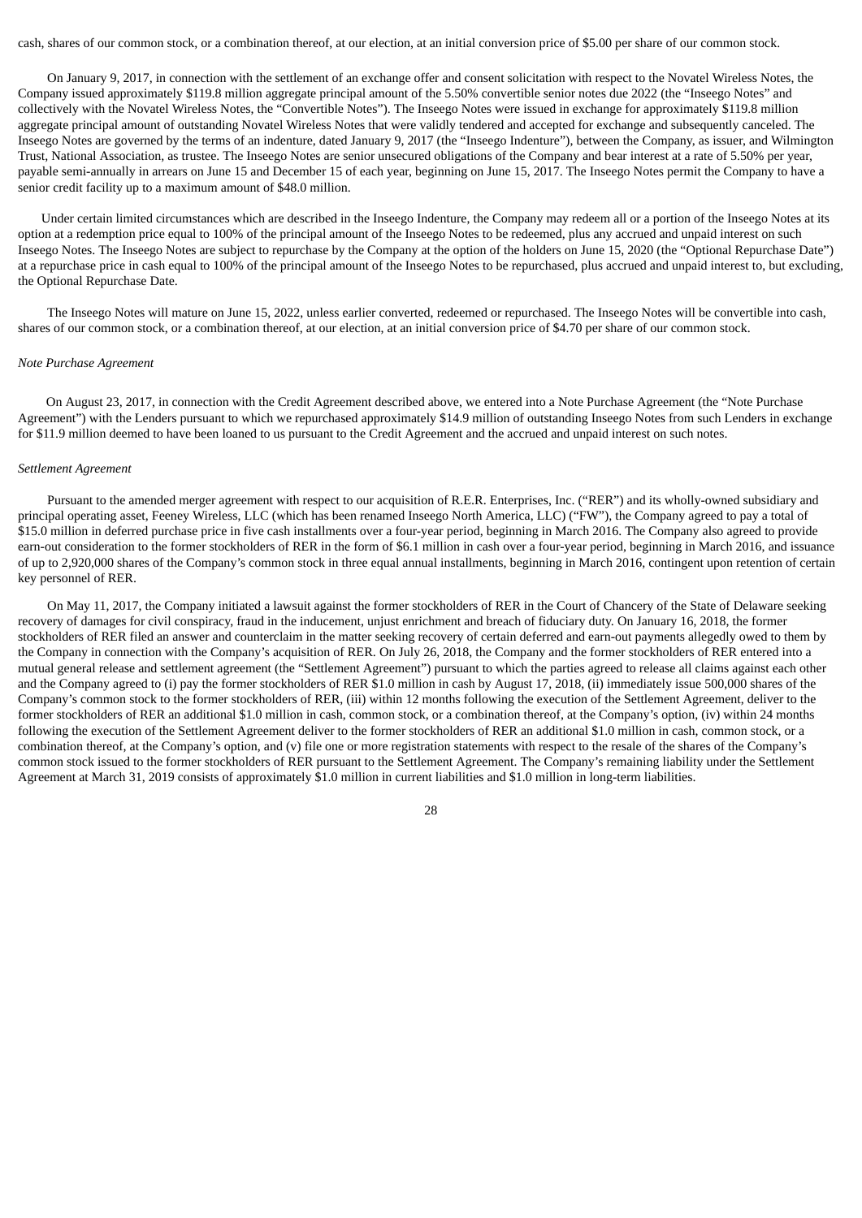cash, shares of our common stock, or a combination thereof, at our election, at an initial conversion price of $5.00 per share of our common stock.

On January 9, 2017, in connection with the settlement of an exchange offer and consent solicitation with respect to the Novatel Wireless Notes, the Company issued approximately $119.8 million aggregate principal amount of the 5.50% convertible senior notes due 2022 (the "Inseego Notes" and collectively with the Novatel Wireless Notes, the "Convertible Notes"). The Inseego Notes were issued in exchange for approximately $119.8 million aggregate principal amount of outstanding Novatel Wireless Notes that were validly tendered and accepted for exchange and subsequently canceled. The Inseego Notes are governed by the terms of an indenture, dated January 9, 2017 (the "Inseego Indenture"), between the Company, as issuer, and Wilmington Trust, National Association, as trustee. The Inseego Notes are senior unsecured obligations of the Company and bear interest at a rate of 5.50% per year, payable semi-annually in arrears on June 15 and December 15 of each year, beginning on June 15, 2017. The Inseego Notes permit the Company to have a senior credit facility up to a maximum amount of $48.0 million.

Under certain limited circumstances which are described in the Inseego Indenture, the Company may redeem all or a portion of the Inseego Notes at its option at a redemption price equal to 100% of the principal amount of the Inseego Notes to be redeemed, plus any accrued and unpaid interest on such Inseego Notes. The Inseego Notes are subject to repurchase by the Company at the option of the holders on June 15, 2020 (the "Optional Repurchase Date") at a repurchase price in cash equal to 100% of the principal amount of the Inseego Notes to be repurchased, plus accrued and unpaid interest to, but excluding, the Optional Repurchase Date.

The Inseego Notes will mature on June 15, 2022, unless earlier converted, redeemed or repurchased. The Inseego Notes will be convertible into cash, shares of our common stock, or a combination thereof, at our election, at an initial conversion price of $4.70 per share of our common stock.

*Note Purchase Agreement*

On August 23, 2017, in connection with the Credit Agreement described above, we entered into a Note Purchase Agreement (the "Note Purchase Agreement") with the Lenders pursuant to which we repurchased approximately $14.9 million of outstanding Inseego Notes from such Lenders in exchange for $11.9 million deemed to have been loaned to us pursuant to the Credit Agreement and the accrued and unpaid interest on such notes.

*Settlement Agreement*

Pursuant to the amended merger agreement with respect to our acquisition of R.E.R. Enterprises, Inc. ("RER") and its wholly-owned subsidiary and principal operating asset, Feeney Wireless, LLC (which has been renamed Inseego North America, LLC) ("FW"), the Company agreed to pay a total of $15.0 million in deferred purchase price in five cash installments over a four-year period, beginning in March 2016. The Company also agreed to provide earn-out consideration to the former stockholders of RER in the form of $6.1 million in cash over a four-year period, beginning in March 2016, and issuance of up to 2,920,000 shares of the Company's common stock in three equal annual installments, beginning in March 2016, contingent upon retention of certain key personnel of RER.

On May 11, 2017, the Company initiated a lawsuit against the former stockholders of RER in the Court of Chancery of the State of Delaware seeking recovery of damages for civil conspiracy, fraud in the inducement, unjust enrichment and breach of fiduciary duty. On January 16, 2018, the former stockholders of RER filed an answer and counterclaim in the matter seeking recovery of certain deferred and earn-out payments allegedly owed to them by the Company in connection with the Company's acquisition of RER. On July 26, 2018, the Company and the former stockholders of RER entered into a mutual general release and settlement agreement (the "Settlement Agreement") pursuant to which the parties agreed to release all claims against each other and the Company agreed to (i) pay the former stockholders of RER $1.0 million in cash by August 17, 2018, (ii) immediately issue 500,000 shares of the Company's common stock to the former stockholders of RER, (iii) within 12 months following the execution of the Settlement Agreement, deliver to the former stockholders of RER an additional $1.0 million in cash, common stock, or a combination thereof, at the Company's option, (iv) within 24 months following the execution of the Settlement Agreement deliver to the former stockholders of RER an additional $1.0 million in cash, common stock, or a combination thereof, at the Company's option, and (v) file one or more registration statements with respect to the resale of the shares of the Company's common stock issued to the former stockholders of RER pursuant to the Settlement Agreement. The Company's remaining liability under the Settlement Agreement at March 31, 2019 consists of approximately $1.0 million in current liabilities and $1.0 million in long-term liabilities.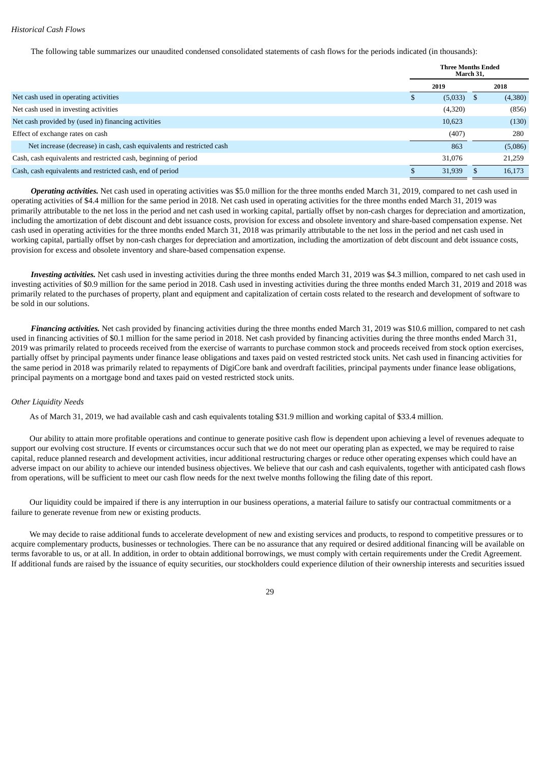*Historical Cash Flows*

The following table summarizes our unaudited condensed consolidated statements of cash flows for the periods indicated (in thousands):

| | Three Months Ended March 31, | |
|---|---|---|
| | 2019 | 2018 |
| Net cash used in operating activities | $ (5,033) | $ (4,380) |
| Net cash used in investing activities | (4,320) | (856) |
| Net cash provided by (used in) financing activities | 10,623 | (130) |
| Effect of exchange rates on cash | (407) | 280 |
| Net increase (decrease) in cash, cash equivalents and restricted cash | 863 | (5,086) |
| Cash, cash equivalents and restricted cash, beginning of period | 31,076 | 21,259 |
| Cash, cash equivalents and restricted cash, end of period | $ 31,939 | $ 16,173 |

***Operating activities.*** Net cash used in operating activities was $5.0 million for the three months ended March 31, 2019, compared to net cash used in operating activities of $4.4 million for the same period in 2018. Net cash used in operating activities for the three months ended March 31, 2019 was primarily attributable to the net loss in the period and net cash used in working capital, partially offset by non-cash charges for depreciation and amortization, including the amortization of debt discount and debt issuance costs, provision for excess and obsolete inventory and share-based compensation expense. Net cash used in operating activities for the three months ended March 31, 2018 was primarily attributable to the net loss in the period and net cash used in working capital, partially offset by non-cash charges for depreciation and amortization, including the amortization of debt discount and debt issuance costs, provision for excess and obsolete inventory and share-based compensation expense.

***Investing activities.*** Net cash used in investing activities during the three months ended March 31, 2019 was $4.3 million, compared to net cash used in investing activities of $0.9 million for the same period in 2018. Cash used in investing activities during the three months ended March 31, 2019 and 2018 was primarily related to the purchases of property, plant and equipment and capitalization of certain costs related to the research and development of software to be sold in our solutions.

***Financing activities.*** Net cash provided by financing activities during the three months ended March 31, 2019 was $10.6 million, compared to net cash used in financing activities of $0.1 million for the same period in 2018. Net cash provided by financing activities during the three months ended March 31, 2019 was primarily related to proceeds received from the exercise of warrants to purchase common stock and proceeds received from stock option exercises, partially offset by principal payments under finance lease obligations and taxes paid on vested restricted stock units. Net cash used in financing activities for the same period in 2018 was primarily related to repayments of DigiCore bank and overdraft facilities, principal payments under finance lease obligations, principal payments on a mortgage bond and taxes paid on vested restricted stock units.

*Other Liquidity Needs*

As of March 31, 2019, we had available cash and cash equivalents totaling $31.9 million and working capital of $33.4 million.

Our ability to attain more profitable operations and continue to generate positive cash flow is dependent upon achieving a level of revenues adequate to support our evolving cost structure. If events or circumstances occur such that we do not meet our operating plan as expected, we may be required to raise capital, reduce planned research and development activities, incur additional restructuring charges or reduce other operating expenses which could have an adverse impact on our ability to achieve our intended business objectives. We believe that our cash and cash equivalents, together with anticipated cash flows from operations, will be sufficient to meet our cash flow needs for the next twelve months following the filing date of this report.

Our liquidity could be impaired if there is any interruption in our business operations, a material failure to satisfy our contractual commitments or a failure to generate revenue from new or existing products.

We may decide to raise additional funds to accelerate development of new and existing services and products, to respond to competitive pressures or to acquire complementary products, businesses or technologies. There can be no assurance that any required or desired additional financing will be available on terms favorable to us, or at all. In addition, in order to obtain additional borrowings, we must comply with certain requirements under the Credit Agreement. If additional funds are raised by the issuance of equity securities, our stockholders could experience dilution of their ownership interests and securities issued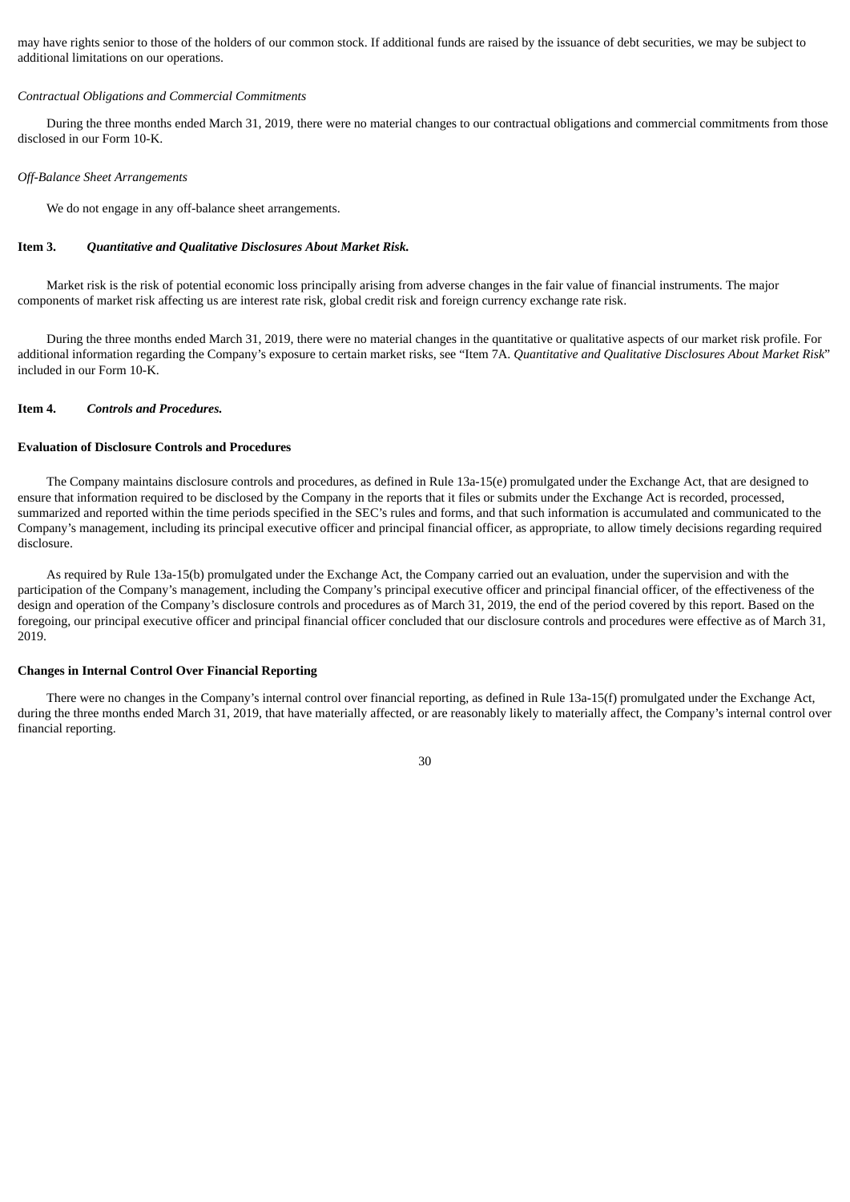may have rights senior to those of the holders of our common stock. If additional funds are raised by the issuance of debt securities, we may be subject to additional limitations on our operations.

*Contractual Obligations and Commercial Commitments*

During the three months ended March 31, 2019, there were no material changes to our contractual obligations and commercial commitments from those disclosed in our Form 10-K.

*Off-Balance Sheet Arrangements*

We do not engage in any off-balance sheet arrangements.

## Item 3. *Quantitative and Qualitative Disclosures About Market Risk.*

Market risk is the risk of potential economic loss principally arising from adverse changes in the fair value of financial instruments. The major components of market risk affecting us are interest rate risk, global credit risk and foreign currency exchange rate risk.

During the three months ended March 31, 2019, there were no material changes in the quantitative or qualitative aspects of our market risk profile. For additional information regarding the Company's exposure to certain market risks, see "Item 7A. *Quantitative and Qualitative Disclosures About Market Risk*" included in our Form 10-K.

## Item 4. *Controls and Procedures.*

### Evaluation of Disclosure Controls and Procedures

The Company maintains disclosure controls and procedures, as defined in Rule 13a-15(e) promulgated under the Exchange Act, that are designed to ensure that information required to be disclosed by the Company in the reports that it files or submits under the Exchange Act is recorded, processed, summarized and reported within the time periods specified in the SEC's rules and forms, and that such information is accumulated and communicated to the Company's management, including its principal executive officer and principal financial officer, as appropriate, to allow timely decisions regarding required disclosure.

As required by Rule 13a-15(b) promulgated under the Exchange Act, the Company carried out an evaluation, under the supervision and with the participation of the Company's management, including the Company's principal executive officer and principal financial officer, of the effectiveness of the design and operation of the Company's disclosure controls and procedures as of March 31, 2019, the end of the period covered by this report. Based on the foregoing, our principal executive officer and principal financial officer concluded that our disclosure controls and procedures were effective as of March 31, 2019.

### Changes in Internal Control Over Financial Reporting

There were no changes in the Company's internal control over financial reporting, as defined in Rule 13a-15(f) promulgated under the Exchange Act, during the three months ended March 31, 2019, that have materially affected, or are reasonably likely to materially affect, the Company's internal control over financial reporting.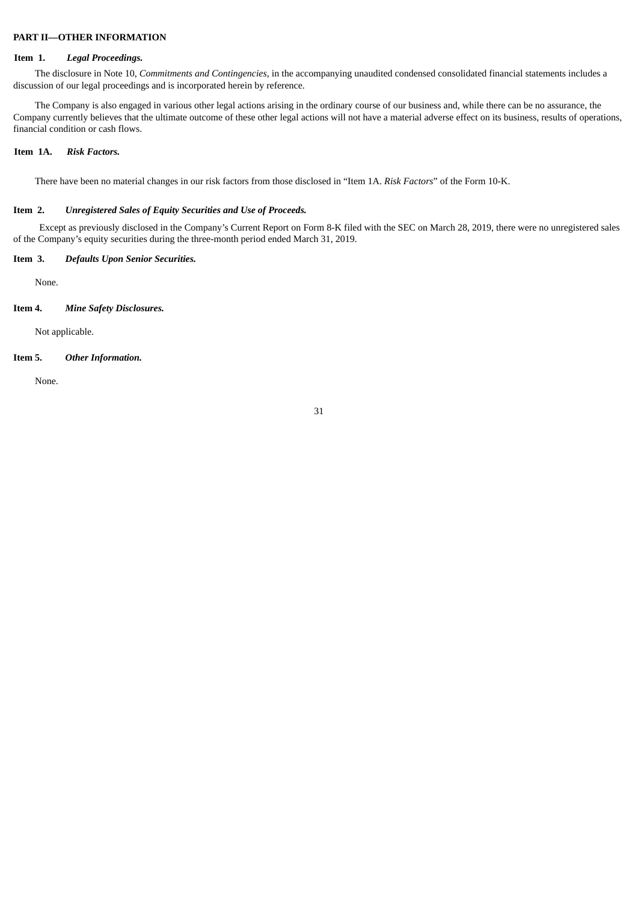## PART II—OTHER INFORMATION

### Item 1. *Legal Proceedings.*

The disclosure in Note 10, *Commitments and Contingencies*, in the accompanying unaudited condensed consolidated financial statements includes a discussion of our legal proceedings and is incorporated herein by reference.

The Company is also engaged in various other legal actions arising in the ordinary course of our business and, while there can be no assurance, the Company currently believes that the ultimate outcome of these other legal actions will not have a material adverse effect on its business, results of operations, financial condition or cash flows.

### Item 1A. *Risk Factors.*

There have been no material changes in our risk factors from those disclosed in "Item 1A. *Risk Factors*" of the Form 10-K.

### Item 2. *Unregistered Sales of Equity Securities and Use of Proceeds.*

Except as previously disclosed in the Company's Current Report on Form 8-K filed with the SEC on March 28, 2019, there were no unregistered sales of the Company's equity securities during the three-month period ended March 31, 2019.

### Item 3. *Defaults Upon Senior Securities.*

None.

### Item 4. *Mine Safety Disclosures.*

Not applicable.

### Item 5. *Other Information.*

None.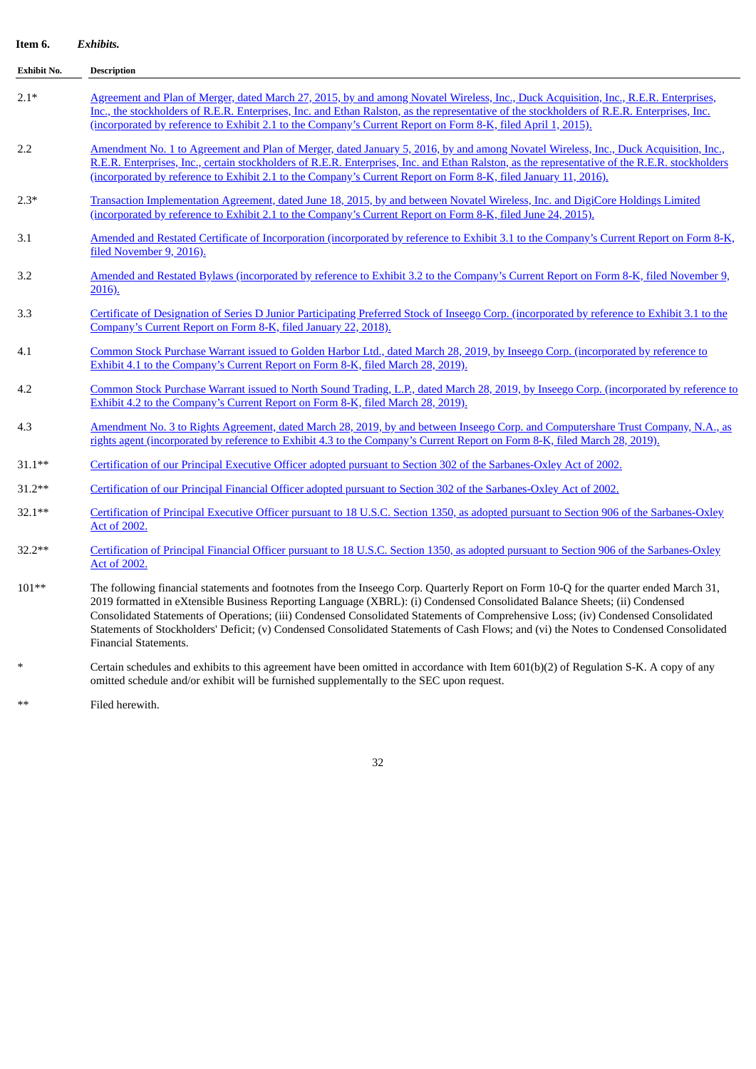**Item 6.** ***Exhibits.***

| Exhibit No. | Description |
|---|---|
| 2.1* | Agreement and Plan of Merger, dated March 27, 2015, by and among Novatel Wireless, Inc., Duck Acquisition, Inc., R.E.R. Enterprises, Inc., the stockholders of R.E.R. Enterprises, Inc. and Ethan Ralston, as the representative of the stockholders of R.E.R. Enterprises, Inc. (incorporated by reference to Exhibit 2.1 to the Company's Current Report on Form 8-K, filed April 1, 2015). |
| 2.2 | Amendment No. 1 to Agreement and Plan of Merger, dated January 5, 2016, by and among Novatel Wireless, Inc., Duck Acquisition, Inc., R.E.R. Enterprises, Inc., certain stockholders of R.E.R. Enterprises, Inc. and Ethan Ralston, as the representative of the R.E.R. stockholders (incorporated by reference to Exhibit 2.1 to the Company's Current Report on Form 8-K, filed January 11, 2016). |
| 2.3* | Transaction Implementation Agreement, dated June 18, 2015, by and between Novatel Wireless, Inc. and DigiCore Holdings Limited (incorporated by reference to Exhibit 2.1 to the Company's Current Report on Form 8-K, filed June 24, 2015). |
| 3.1 | Amended and Restated Certificate of Incorporation (incorporated by reference to Exhibit 3.1 to the Company's Current Report on Form 8-K, filed November 9, 2016). |
| 3.2 | Amended and Restated Bylaws (incorporated by reference to Exhibit 3.2 to the Company's Current Report on Form 8-K, filed November 9, 2016). |
| 3.3 | Certificate of Designation of Series D Junior Participating Preferred Stock of Inseego Corp. (incorporated by reference to Exhibit 3.1 to the Company's Current Report on Form 8-K, filed January 22, 2018). |
| 4.1 | Common Stock Purchase Warrant issued to Golden Harbor Ltd., dated March 28, 2019, by Inseego Corp. (incorporated by reference to Exhibit 4.1 to the Company's Current Report on Form 8-K, filed March 28, 2019). |
| 4.2 | Common Stock Purchase Warrant issued to North Sound Trading, L.P., dated March 28, 2019, by Inseego Corp. (incorporated by reference to Exhibit 4.2 to the Company's Current Report on Form 8-K, filed March 28, 2019). |
| 4.3 | Amendment No. 3 to Rights Agreement, dated March 28, 2019, by and between Inseego Corp. and Computershare Trust Company, N.A., as rights agent (incorporated by reference to Exhibit 4.3 to the Company's Current Report on Form 8-K, filed March 28, 2019). |
| 31.1** | Certification of our Principal Executive Officer adopted pursuant to Section 302 of the Sarbanes-Oxley Act of 2002. |
| 31.2** | Certification of our Principal Financial Officer adopted pursuant to Section 302 of the Sarbanes-Oxley Act of 2002. |
| 32.1** | Certification of Principal Executive Officer pursuant to 18 U.S.C. Section 1350, as adopted pursuant to Section 906 of the Sarbanes-Oxley Act of 2002. |
| 32.2** | Certification of Principal Financial Officer pursuant to 18 U.S.C. Section 1350, as adopted pursuant to Section 906 of the Sarbanes-Oxley Act of 2002. |
| 101** | The following financial statements and footnotes from the Inseego Corp. Quarterly Report on Form 10-Q for the quarter ended March 31, 2019 formatted in eXtensible Business Reporting Language (XBRL): (i) Condensed Consolidated Balance Sheets; (ii) Condensed Consolidated Statements of Operations; (iii) Condensed Consolidated Statements of Comprehensive Loss; (iv) Condensed Consolidated Statements of Stockholders' Deficit; (v) Condensed Consolidated Statements of Cash Flows; and (vi) the Notes to Condensed Consolidated Financial Statements. |
| * | Certain schedules and exhibits to this agreement have been omitted in accordance with Item 601(b)(2) of Regulation S-K. A copy of any omitted schedule and/or exhibit will be furnished supplementally to the SEC upon request. |
| ** | Filed herewith. |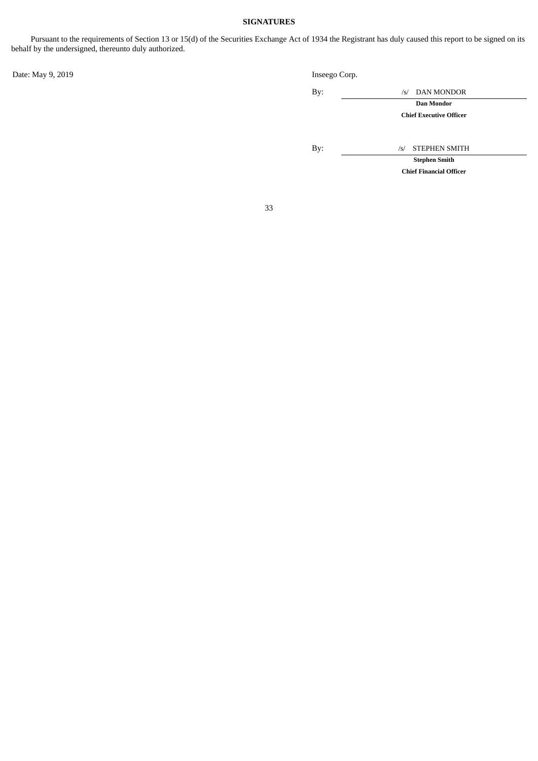**SIGNATURES**

Pursuant to the requirements of Section 13 or 15(d) of the Securities Exchange Act of 1934 the Registrant has duly caused this report to be signed on its behalf by the undersigned, thereunto duly authorized.

Date: May 9, 2019

Inseego Corp.

By: /s/ DAN MONDOR

**Dan Mondor**

**Chief Executive Officer**

By: /s/ STEPHEN SMITH

**Stephen Smith**

**Chief Financial Officer**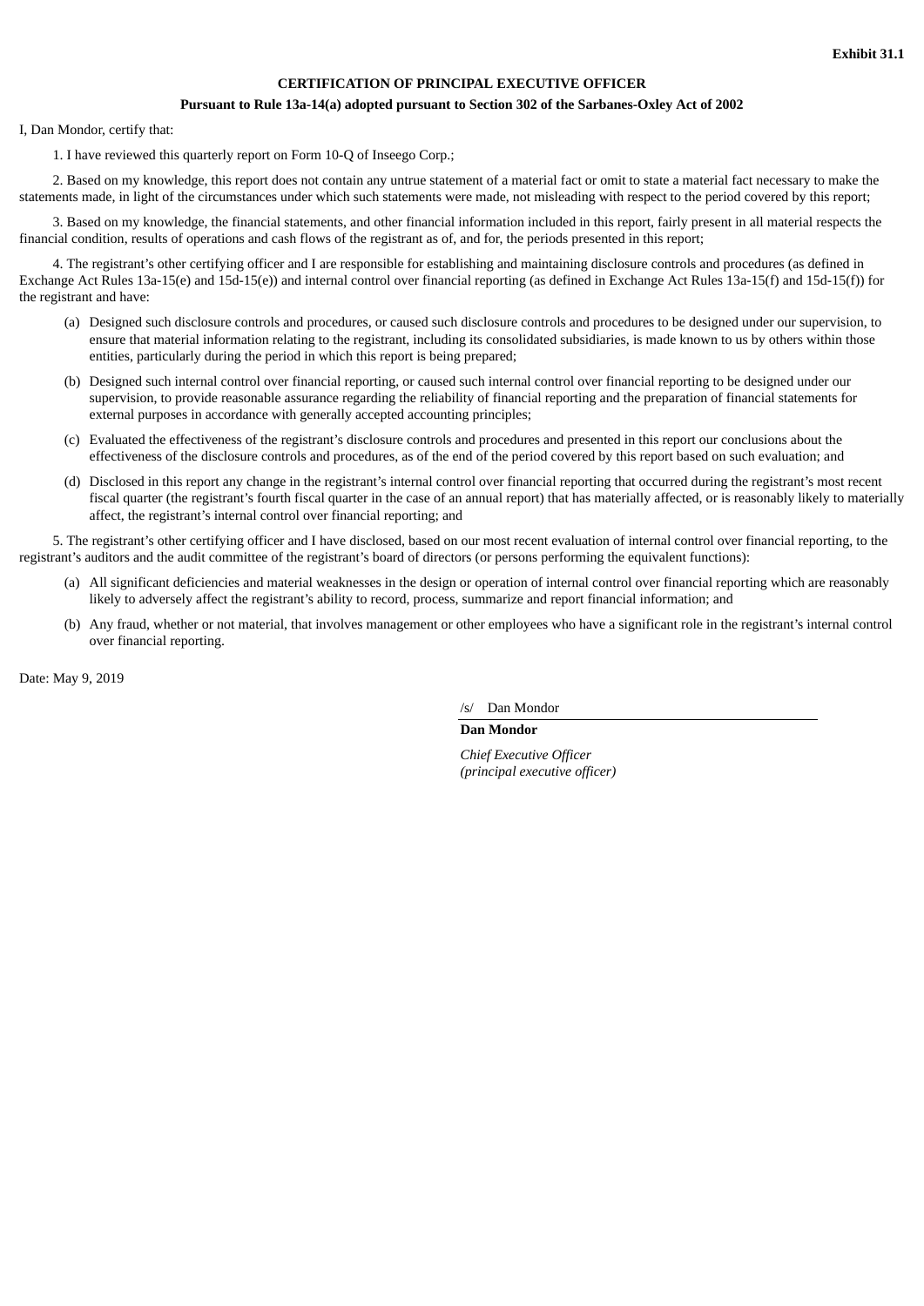**Exhibit 31.1**

# CERTIFICATION OF PRINCIPAL EXECUTIVE OFFICER

## Pursuant to Rule 13a-14(a) adopted pursuant to Section 302 of the Sarbanes-Oxley Act of 2002

I, Dan Mondor, certify that:

1. I have reviewed this quarterly report on Form 10-Q of Inseego Corp.;

2. Based on my knowledge, this report does not contain any untrue statement of a material fact or omit to state a material fact necessary to make the statements made, in light of the circumstances under which such statements were made, not misleading with respect to the period covered by this report;

3. Based on my knowledge, the financial statements, and other financial information included in this report, fairly present in all material respects the financial condition, results of operations and cash flows of the registrant as of, and for, the periods presented in this report;

4. The registrant's other certifying officer and I are responsible for establishing and maintaining disclosure controls and procedures (as defined in Exchange Act Rules 13a-15(e) and 15d-15(e)) and internal control over financial reporting (as defined in Exchange Act Rules 13a-15(f) and 15d-15(f)) for the registrant and have:

   (a) Designed such disclosure controls and procedures, or caused such disclosure controls and procedures to be designed under our supervision, to ensure that material information relating to the registrant, including its consolidated subsidiaries, is made known to us by others within those entities, particularly during the period in which this report is being prepared;

   (b) Designed such internal control over financial reporting, or caused such internal control over financial reporting to be designed under our supervision, to provide reasonable assurance regarding the reliability of financial reporting and the preparation of financial statements for external purposes in accordance with generally accepted accounting principles;

   (c) Evaluated the effectiveness of the registrant's disclosure controls and procedures and presented in this report our conclusions about the effectiveness of the disclosure controls and procedures, as of the end of the period covered by this report based on such evaluation; and

   (d) Disclosed in this report any change in the registrant's internal control over financial reporting that occurred during the registrant's most recent fiscal quarter (the registrant's fourth fiscal quarter in the case of an annual report) that has materially affected, or is reasonably likely to materially affect, the registrant's internal control over financial reporting; and

5. The registrant's other certifying officer and I have disclosed, based on our most recent evaluation of internal control over financial reporting, to the registrant's auditors and the audit committee of the registrant's board of directors (or persons performing the equivalent functions):

   (a) All significant deficiencies and material weaknesses in the design or operation of internal control over financial reporting which are reasonably likely to adversely affect the registrant's ability to record, process, summarize and report financial information; and

   (b) Any fraud, whether or not material, that involves management or other employees who have a significant role in the registrant's internal control over financial reporting.

Date: May 9, 2019

/s/ Dan Mondor

**Dan Mondor**

*Chief Executive Officer*
*(principal executive officer)*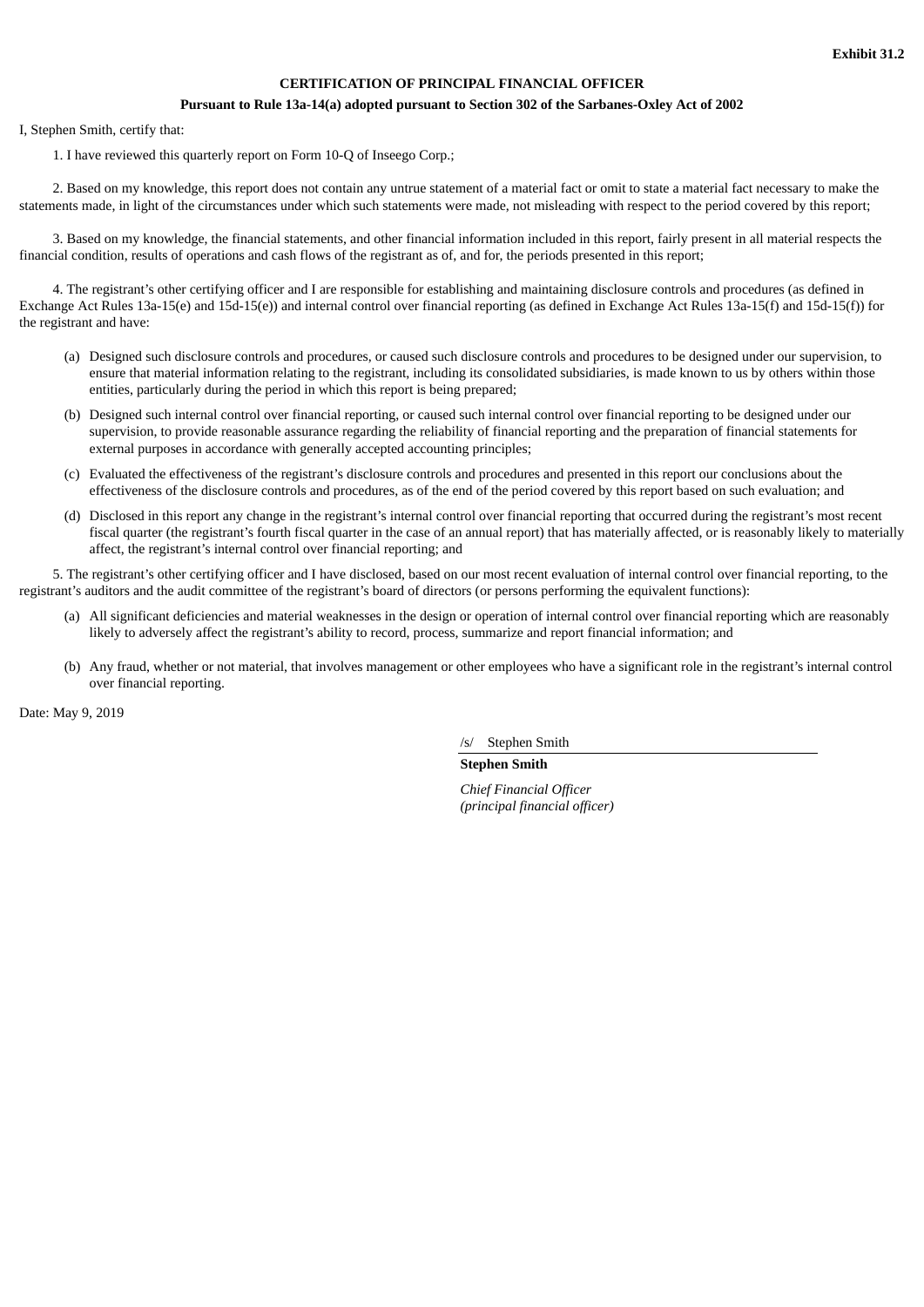**Exhibit 31.2**

**CERTIFICATION OF PRINCIPAL FINANCIAL OFFICER**

**Pursuant to Rule 13a-14(a) adopted pursuant to Section 302 of the Sarbanes-Oxley Act of 2002**

I, Stephen Smith, certify that:

1. I have reviewed this quarterly report on Form 10-Q of Inseego Corp.;

2. Based on my knowledge, this report does not contain any untrue statement of a material fact or omit to state a material fact necessary to make the statements made, in light of the circumstances under which such statements were made, not misleading with respect to the period covered by this report;

3. Based on my knowledge, the financial statements, and other financial information included in this report, fairly present in all material respects the financial condition, results of operations and cash flows of the registrant as of, and for, the periods presented in this report;

4. The registrant's other certifying officer and I are responsible for establishing and maintaining disclosure controls and procedures (as defined in Exchange Act Rules 13a-15(e) and 15d-15(e)) and internal control over financial reporting (as defined in Exchange Act Rules 13a-15(f) and 15d-15(f)) for the registrant and have:

(a) Designed such disclosure controls and procedures, or caused such disclosure controls and procedures to be designed under our supervision, to ensure that material information relating to the registrant, including its consolidated subsidiaries, is made known to us by others within those entities, particularly during the period in which this report is being prepared;

(b) Designed such internal control over financial reporting, or caused such internal control over financial reporting to be designed under our supervision, to provide reasonable assurance regarding the reliability of financial reporting and the preparation of financial statements for external purposes in accordance with generally accepted accounting principles;

(c) Evaluated the effectiveness of the registrant's disclosure controls and procedures and presented in this report our conclusions about the effectiveness of the disclosure controls and procedures, as of the end of the period covered by this report based on such evaluation; and

(d) Disclosed in this report any change in the registrant's internal control over financial reporting that occurred during the registrant's most recent fiscal quarter (the registrant's fourth fiscal quarter in the case of an annual report) that has materially affected, or is reasonably likely to materially affect, the registrant's internal control over financial reporting; and

5. The registrant's other certifying officer and I have disclosed, based on our most recent evaluation of internal control over financial reporting, to the registrant's auditors and the audit committee of the registrant's board of directors (or persons performing the equivalent functions):

(a) All significant deficiencies and material weaknesses in the design or operation of internal control over financial reporting which are reasonably likely to adversely affect the registrant's ability to record, process, summarize and report financial information; and

(b) Any fraud, whether or not material, that involves management or other employees who have a significant role in the registrant's internal control over financial reporting.

Date: May 9, 2019

/s/ Stephen Smith

**Stephen Smith**

*Chief Financial Officer*
*(principal financial officer)*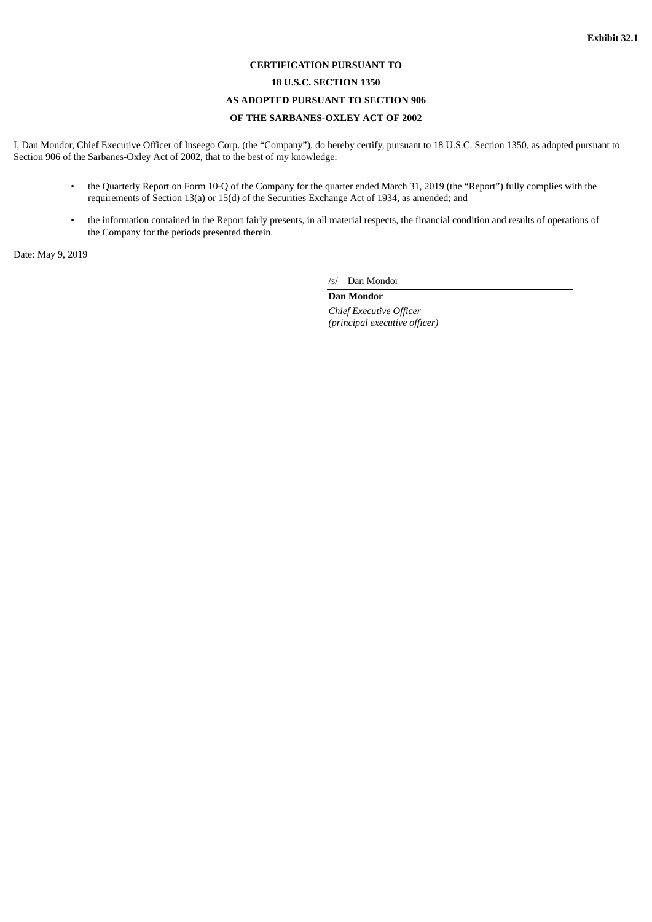**Exhibit 32.1**

**CERTIFICATION PURSUANT TO**

**18 U.S.C. SECTION 1350**

**AS ADOPTED PURSUANT TO SECTION 906**

**OF THE SARBANES-OXLEY ACT OF 2002**

I, Dan Mondor, Chief Executive Officer of Inseego Corp. (the "Company"), do hereby certify, pursuant to 18 U.S.C. Section 1350, as adopted pursuant to Section 906 of the Sarbanes-Oxley Act of 2002, that to the best of my knowledge:

- the Quarterly Report on Form 10-Q of the Company for the quarter ended March 31, 2019 (the "Report") fully complies with the requirements of Section 13(a) or 15(d) of the Securities Exchange Act of 1934, as amended; and
- the information contained in the Report fairly presents, in all material respects, the financial condition and results of operations of the Company for the periods presented therein.

Date: May 9, 2019

/s/ Dan Mondor

**Dan Mondor**

*Chief Executive Officer*
*(principal executive officer)*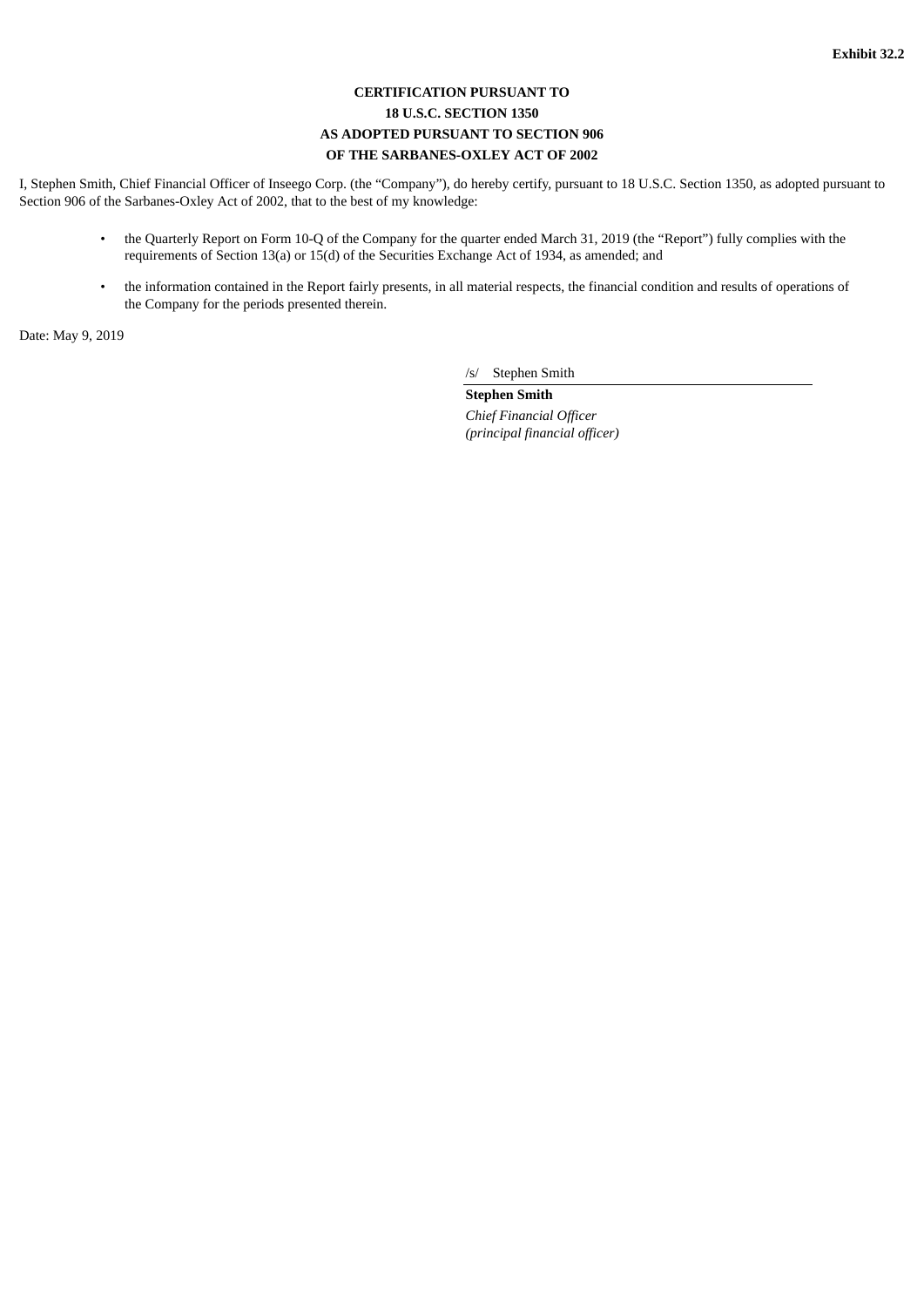**Exhibit 32.2**

**CERTIFICATION PURSUANT TO**
**18 U.S.C. SECTION 1350**
**AS ADOPTED PURSUANT TO SECTION 906**
**OF THE SARBANES-OXLEY ACT OF 2002**

I, Stephen Smith, Chief Financial Officer of Inseego Corp. (the "Company"), do hereby certify, pursuant to 18 U.S.C. Section 1350, as adopted pursuant to Section 906 of the Sarbanes-Oxley Act of 2002, that to the best of my knowledge:

- the Quarterly Report on Form 10-Q of the Company for the quarter ended March 31, 2019 (the "Report") fully complies with the requirements of Section 13(a) or 15(d) of the Securities Exchange Act of 1934, as amended; and
- the information contained in the Report fairly presents, in all material respects, the financial condition and results of operations of the Company for the periods presented therein.

Date: May 9, 2019

/s/ Stephen Smith

**Stephen Smith**
*Chief Financial Officer*
*(principal financial officer)*